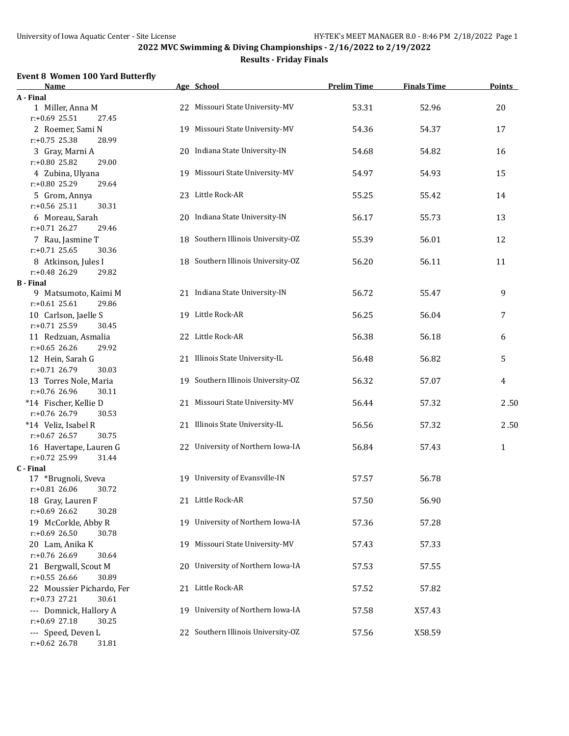## 2022 MVC Swimming & Diving Championships - 2/16/2022 to 2/19/2022

### Results - Friday Finals

#### Event 8 Women 100 Yard Butterfly

| Name | Age | School | Prelim Time | Finals Time | Points |
|---|---|---|---|---|---|
| **A - Final** | | | | | |
| 1 Miller, Anna M | 22 | Missouri State University-MV | 53.31 | 52.96 | 20 |
| r:+0.69 25.51 27.45 | | | | | |
| 2 Roemer, Sami N | 19 | Missouri State University-MV | 54.36 | 54.37 | 17 |
| r:+0.75 25.38 28.99 | | | | | |
| 3 Gray, Marni A | 20 | Indiana State University-IN | 54.68 | 54.82 | 16 |
| r:+0.80 25.82 29.00 | | | | | |
| 4 Zubina, Ulyana | 19 | Missouri State University-MV | 54.97 | 54.93 | 15 |
| r:+0.80 25.29 29.64 | | | | | |
| 5 Grom, Annya | 23 | Little Rock-AR | 55.25 | 55.42 | 14 |
| r:+0.56 25.11 30.31 | | | | | |
| 6 Moreau, Sarah | 20 | Indiana State University-IN | 56.17 | 55.73 | 13 |
| r:+0.71 26.27 29.46 | | | | | |
| 7 Rau, Jasmine T | 18 | Southern Illinois University-OZ | 55.39 | 56.01 | 12 |
| r:+0.71 25.65 30.36 | | | | | |
| 8 Atkinson, Jules I | 18 | Southern Illinois University-OZ | 56.20 | 56.11 | 11 |
| r:+0.48 26.29 29.82 | | | | | |
| **B - Final** | | | | | |
| 9 Matsumoto, Kaimi M | 21 | Indiana State University-IN | 56.72 | 55.47 | 9 |
| r:+0.61 25.61 29.86 | | | | | |
| 10 Carlson, Jaelle S | 19 | Little Rock-AR | 56.25 | 56.04 | 7 |
| r:+0.71 25.59 30.45 | | | | | |
| 11 Redzuan, Asmalia | 22 | Little Rock-AR | 56.38 | 56.18 | 6 |
| r:+0.65 26.26 29.92 | | | | | |
| 12 Hein, Sarah G | 21 | Illinois State University-IL | 56.48 | 56.82 | 5 |
| r:+0.71 26.79 30.03 | | | | | |
| 13 Torres Nole, Maria | 19 | Southern Illinois University-OZ | 56.32 | 57.07 | 4 |
| r:+0.76 26.96 30.11 | | | | | |
| *14 Fischer, Kellie D | 21 | Missouri State University-MV | 56.44 | 57.32 | 2.50 |
| r:+0.76 26.79 30.53 | | | | | |
| *14 Veliz, Isabel R | 21 | Illinois State University-IL | 56.56 | 57.32 | 2.50 |
| r:+0.67 26.57 30.75 | | | | | |
| 16 Havertape, Lauren G | 22 | University of Northern Iowa-IA | 56.84 | 57.43 | 1 |
| r:+0.72 25.99 31.44 | | | | | |
| **C - Final** | | | | | |
| 17 *Brugnoli, Sveva | 19 | University of Evansville-IN | 57.57 | 56.78 | |
| r:+0.81 26.06 30.72 | | | | | |
| 18 Gray, Lauren F | 21 | Little Rock-AR | 57.50 | 56.90 | |
| r:+0.69 26.62 30.28 | | | | | |
| 19 McCorkle, Abby R | 19 | University of Northern Iowa-IA | 57.36 | 57.28 | |
| r:+0.69 26.50 30.78 | | | | | |
| 20 Lam, Anika K | 19 | Missouri State University-MV | 57.43 | 57.33 | |
| r:+0.76 26.69 30.64 | | | | | |
| 21 Bergwall, Scout M | 20 | University of Northern Iowa-IA | 57.53 | 57.55 | |
| r:+0.55 26.66 30.89 | | | | | |
| 22 Moussier Pichardo, Fer | 21 | Little Rock-AR | 57.52 | 57.82 | |
| r:+0.73 27.21 30.61 | | | | | |
| --- Domnick, Hallory A | 19 | University of Northern Iowa-IA | 57.58 | X57.43 | |
| r:+0.69 27.18 30.25 | | | | | |
| --- Speed, Deven L | 22 | Southern Illinois University-OZ | 57.56 | X58.59 | |
| r:+0.62 26.78 31.81 | | | | | |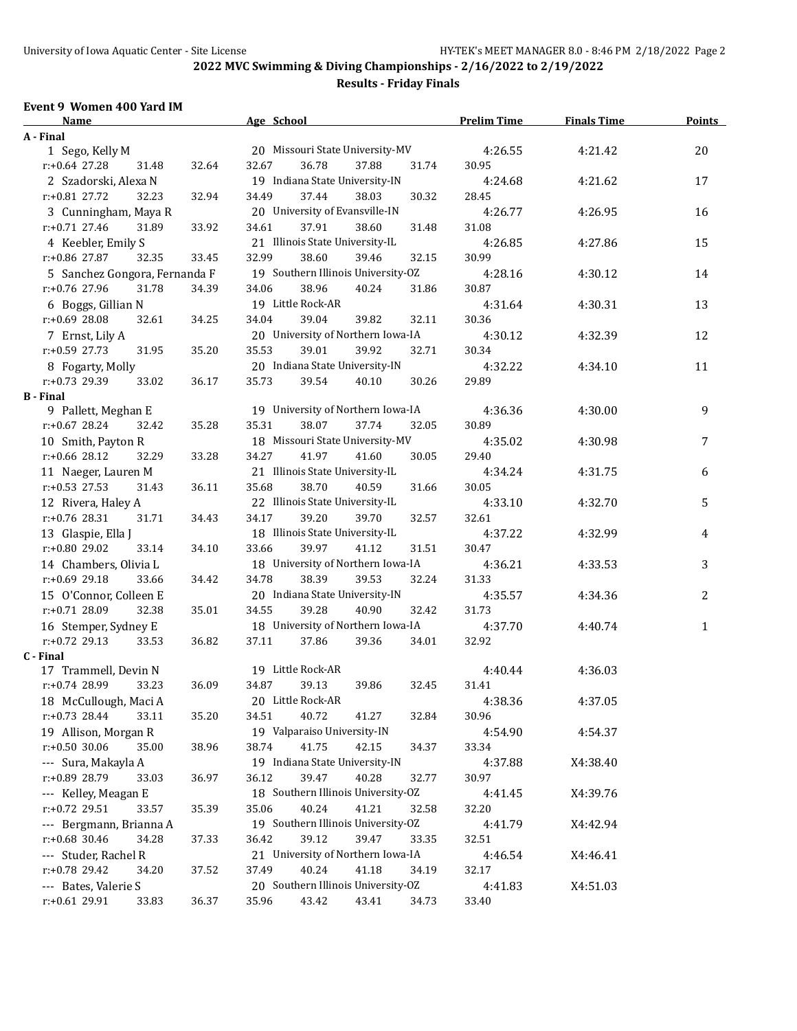## 2022 MVC Swimming & Diving Championships - 2/16/2022 to 2/19/2022

### Results - Friday Finals

#### Event 9 Women 400 Yard IM

| Name | Age | School | Prelim Time | Finals Time | Points |
|---|---|---|---|---|---|
| **A - Final** | | | | | |
| 1 Sego, Kelly M | 20 | Missouri State University-MV | 4:26.55 | 4:21.42 | 20 |
| r:+0.64 27.28 31.48 32.64 32.67 36.78 37.88 31.74 30.95 | | | | | |
| 2 Szadorski, Alexa N | 19 | Indiana State University-IN | 4:24.68 | 4:21.62 | 17 |
| r:+0.81 27.72 32.23 32.94 34.49 37.44 38.03 30.32 28.45 | | | | | |
| 3 Cunningham, Maya R | 20 | University of Evansville-IN | 4:26.77 | 4:26.95 | 16 |
| r:+0.71 27.46 31.89 33.92 34.61 37.91 38.60 31.48 31.08 | | | | | |
| 4 Keebler, Emily S | 21 | Illinois State University-IL | 4:26.85 | 4:27.86 | 15 |
| r:+0.86 27.87 32.35 33.45 32.99 38.60 39.46 32.15 30.99 | | | | | |
| 5 Sanchez Gongora, Fernanda F | 19 | Southern Illinois University-OZ | 4:28.16 | 4:30.12 | 14 |
| r:+0.76 27.96 31.78 34.39 34.06 38.96 40.24 31.86 30.87 | | | | | |
| 6 Boggs, Gillian N | 19 | Little Rock-AR | 4:31.64 | 4:30.31 | 13 |
| r:+0.69 28.08 32.61 34.25 34.04 39.04 39.82 32.11 30.36 | | | | | |
| 7 Ernst, Lily A | 20 | University of Northern Iowa-IA | 4:30.12 | 4:32.39 | 12 |
| r:+0.59 27.73 31.95 35.20 35.53 39.01 39.92 32.71 30.34 | | | | | |
| 8 Fogarty, Molly | 20 | Indiana State University-IN | 4:32.22 | 4:34.10 | 11 |
| r:+0.73 29.39 33.02 36.17 35.73 39.54 40.10 30.26 29.89 | | | | | |
| **B - Final** | | | | | |
| 9 Pallett, Meghan E | 19 | University of Northern Iowa-IA | 4:36.36 | 4:30.00 | 9 |
| r:+0.67 28.24 32.42 35.28 35.31 38.07 37.74 32.05 30.89 | | | | | |
| 10 Smith, Payton R | 18 | Missouri State University-MV | 4:35.02 | 4:30.98 | 7 |
| r:+0.66 28.12 32.29 33.28 34.27 41.97 41.60 30.05 29.40 | | | | | |
| 11 Naeger, Lauren M | 21 | Illinois State University-IL | 4:34.24 | 4:31.75 | 6 |
| r:+0.53 27.53 31.43 36.11 35.68 38.70 40.59 31.66 30.05 | | | | | |
| 12 Rivera, Haley A | 22 | Illinois State University-IL | 4:33.10 | 4:32.70 | 5 |
| r:+0.76 28.31 31.71 34.43 34.17 39.20 39.70 32.57 32.61 | | | | | |
| 13 Glaspie, Ella J | 18 | Illinois State University-IL | 4:37.22 | 4:32.99 | 4 |
| r:+0.80 29.02 33.14 34.10 33.66 39.97 41.12 31.51 30.47 | | | | | |
| 14 Chambers, Olivia L | 18 | University of Northern Iowa-IA | 4:36.21 | 4:33.53 | 3 |
| r:+0.69 29.18 33.66 34.42 34.78 38.39 39.53 32.24 31.33 | | | | | |
| 15 O'Connor, Colleen E | 20 | Indiana State University-IN | 4:35.57 | 4:34.36 | 2 |
| r:+0.71 28.09 32.38 35.01 34.55 39.28 40.90 32.42 31.73 | | | | | |
| 16 Stemper, Sydney E | 18 | University of Northern Iowa-IA | 4:37.70 | 4:40.74 | 1 |
| r:+0.72 29.13 33.53 36.82 37.11 37.86 39.36 34.01 32.92 | | | | | |
| **C - Final** | | | | | |
| 17 Trammell, Devin N | 19 | Little Rock-AR | 4:40.44 | 4:36.03 | |
| r:+0.74 28.99 33.23 36.09 34.87 39.13 39.86 32.45 31.41 | | | | | |
| 18 McCullough, Maci A | 20 | Little Rock-AR | 4:38.36 | 4:37.05 | |
| r:+0.73 28.44 33.11 35.20 34.51 40.72 41.27 32.84 30.96 | | | | | |
| 19 Allison, Morgan R | 19 | Valparaiso University-IN | 4:54.90 | 4:54.37 | |
| r:+0.50 30.06 35.00 38.96 38.74 41.75 42.15 34.37 33.34 | | | | | |
| --- Sura, Makayla A | 19 | Indiana State University-IN | 4:37.88 | X4:38.40 | |
| r:+0.89 28.79 33.03 36.97 36.12 39.47 40.28 32.77 30.97 | | | | | |
| --- Kelley, Meagan E | 18 | Southern Illinois University-OZ | 4:41.45 | X4:39.76 | |
| r:+0.72 29.51 33.57 35.39 35.06 40.24 41.21 32.58 32.20 | | | | | |
| --- Bergmann, Brianna A | 19 | Southern Illinois University-OZ | 4:41.79 | X4:42.94 | |
| r:+0.68 30.46 34.28 37.33 36.42 39.12 39.47 33.35 32.51 | | | | | |
| --- Studer, Rachel R | 21 | University of Northern Iowa-IA | 4:46.54 | X4:46.41 | |
| r:+0.78 29.42 34.20 37.52 37.49 40.24 41.18 34.19 32.17 | | | | | |
| --- Bates, Valerie S | 20 | Southern Illinois University-OZ | 4:41.83 | X4:51.03 | |
| r:+0.61 29.91 33.83 36.37 35.96 43.42 43.41 34.73 33.40 | | | | | |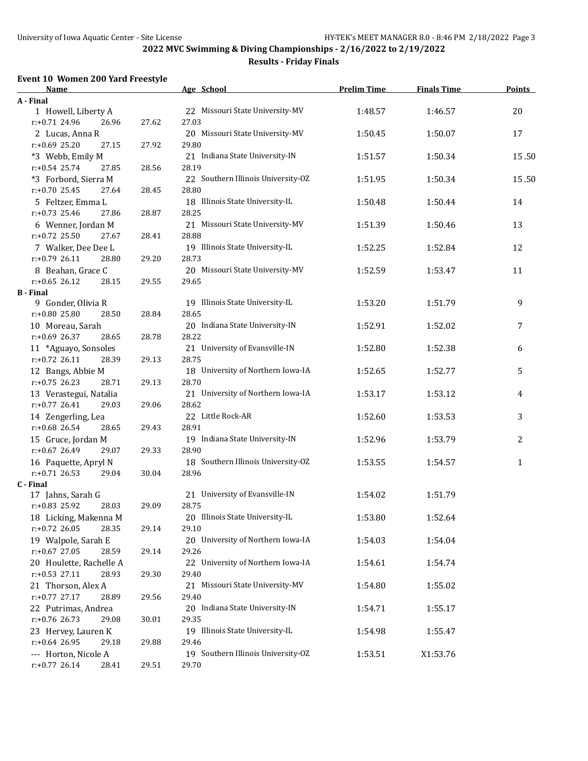## 2022 MVC Swimming & Diving Championships - 2/16/2022 to 2/19/2022

### Results - Friday Finals

#### Event 10 Women 200 Yard Freestyle

| Name | Age | School | Prelim Time | Finals Time | Points |
|---|---|---|---|---|---|
| **A - Final** | | | | | |
| 1 Howell, Liberty A | 22 | Missouri State University-MV | 1:48.57 | 1:46.57 | 20 |
| r:+0.71 24.96 26.96 27.62 27.03 | | | | | |
| 2 Lucas, Anna R | 20 | Missouri State University-MV | 1:50.45 | 1:50.07 | 17 |
| r:+0.69 25.20 27.15 27.92 29.80 | | | | | |
| *3 Webb, Emily M | 21 | Indiana State University-IN | 1:51.57 | 1:50.34 | 15.50 |
| r:+0.54 25.74 27.85 28.56 28.19 | | | | | |
| *3 Forbord, Sierra M | 22 | Southern Illinois University-OZ | 1:51.95 | 1:50.34 | 15.50 |
| r:+0.70 25.45 27.64 28.45 28.80 | | | | | |
| 5 Feltzer, Emma L | 18 | Illinois State University-IL | 1:50.48 | 1:50.44 | 14 |
| r:+0.73 25.46 27.86 28.87 28.25 | | | | | |
| 6 Wenner, Jordan M | 21 | Missouri State University-MV | 1:51.39 | 1:50.46 | 13 |
| r:+0.72 25.50 27.67 28.41 28.88 | | | | | |
| 7 Walker, Dee Dee L | 19 | Illinois State University-IL | 1:52.25 | 1:52.84 | 12 |
| r:+0.79 26.11 28.80 29.20 28.73 | | | | | |
| 8 Beahan, Grace C | 20 | Missouri State University-MV | 1:52.59 | 1:53.47 | 11 |
| r:+0.65 26.12 28.15 29.55 29.65 | | | | | |
| **B - Final** | | | | | |
| 9 Gonder, Olivia R | 19 | Illinois State University-IL | 1:53.20 | 1:51.79 | 9 |
| r:+0.80 25.80 28.50 28.84 28.65 | | | | | |
| 10 Moreau, Sarah | 20 | Indiana State University-IN | 1:52.91 | 1:52.02 | 7 |
| r:+0.69 26.37 28.65 28.78 28.22 | | | | | |
| 11 *Aguayo, Sonsoles | 21 | University of Evansville-IN | 1:52.80 | 1:52.38 | 6 |
| r:+0.72 26.11 28.39 29.13 28.75 | | | | | |
| 12 Bangs, Abbie M | 18 | University of Northern Iowa-IA | 1:52.65 | 1:52.77 | 5 |
| r:+0.75 26.23 28.71 29.13 28.70 | | | | | |
| 13 Verastegui, Natalia | 21 | University of Northern Iowa-IA | 1:53.17 | 1:53.12 | 4 |
| r:+0.77 26.41 29.03 29.06 28.62 | | | | | |
| 14 Zengerling, Lea | 22 | Little Rock-AR | 1:52.60 | 1:53.53 | 3 |
| r:+0.68 26.54 28.65 29.43 28.91 | | | | | |
| 15 Gruce, Jordan M | 19 | Indiana State University-IN | 1:52.96 | 1:53.79 | 2 |
| r:+0.67 26.49 29.07 29.33 28.90 | | | | | |
| 16 Paquette, Apryl N | 18 | Southern Illinois University-OZ | 1:53.55 | 1:54.57 | 1 |
| r:+0.71 26.53 29.04 30.04 28.96 | | | | | |
| **C - Final** | | | | | |
| 17 Jahns, Sarah G | 21 | University of Evansville-IN | 1:54.02 | 1:51.79 | |
| r:+0.83 25.92 28.03 29.09 28.75 | | | | | |
| 18 Licking, Makenna M | 20 | Illinois State University-IL | 1:53.80 | 1:52.64 | |
| r:+0.72 26.05 28.35 29.14 29.10 | | | | | |
| 19 Walpole, Sarah E | 20 | University of Northern Iowa-IA | 1:54.03 | 1:54.04 | |
| r:+0.67 27.05 28.59 29.14 29.26 | | | | | |
| 20 Houlette, Rachelle A | 22 | University of Northern Iowa-IA | 1:54.61 | 1:54.74 | |
| r:+0.53 27.11 28.93 29.30 29.40 | | | | | |
| 21 Thorson, Alex A | 21 | Missouri State University-MV | 1:54.80 | 1:55.02 | |
| r:+0.77 27.17 28.89 29.56 29.40 | | | | | |
| 22 Putrimas, Andrea | 20 | Indiana State University-IN | 1:54.71 | 1:55.17 | |
| r:+0.76 26.73 29.08 30.01 29.35 | | | | | |
| 23 Hervey, Lauren K | 19 | Illinois State University-IL | 1:54.98 | 1:55.47 | |
| r:+0.64 26.95 29.18 29.88 29.46 | | | | | |
| --- Horton, Nicole A | 19 | Southern Illinois University-OZ | 1:53.51 | X1:53.76 | |
| r:+0.77 26.14 28.41 29.51 29.70 | | | | | |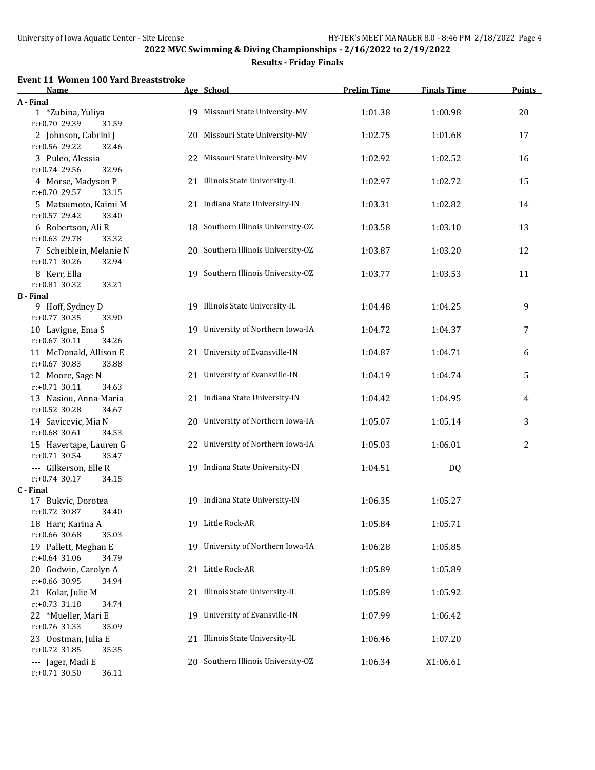## 2022 MVC Swimming & Diving Championships - 2/16/2022 to 2/19/2022

### Results - Friday Finals

#### Event 11 Women 100 Yard Breaststroke

| Name | Age | School | Prelim Time | Finals Time | Points |
|---|---|---|---|---|---|
| **A - Final** | | | | | |
| 1 *Zubina, Yuliya | 19 | Missouri State University-MV | 1:01.38 | 1:00.98 | 20 |
| r:+0.70 29.39 31.59 | | | | | |
| 2 Johnson, Cabrini J | 20 | Missouri State University-MV | 1:02.75 | 1:01.68 | 17 |
| r:+0.56 29.22 32.46 | | | | | |
| 3 Puleo, Alessia | 22 | Missouri State University-MV | 1:02.92 | 1:02.52 | 16 |
| r:+0.74 29.56 32.96 | | | | | |
| 4 Morse, Madyson P | 21 | Illinois State University-IL | 1:02.97 | 1:02.72 | 15 |
| r:+0.70 29.57 33.15 | | | | | |
| 5 Matsumoto, Kaimi M | 21 | Indiana State University-IN | 1:03.31 | 1:02.82 | 14 |
| r:+0.57 29.42 33.40 | | | | | |
| 6 Robertson, Ali R | 18 | Southern Illinois University-OZ | 1:03.58 | 1:03.10 | 13 |
| r:+0.63 29.78 33.32 | | | | | |
| 7 Scheiblein, Melanie N | 20 | Southern Illinois University-OZ | 1:03.87 | 1:03.20 | 12 |
| r:+0.71 30.26 32.94 | | | | | |
| 8 Kerr, Ella | 19 | Southern Illinois University-OZ | 1:03.77 | 1:03.53 | 11 |
| r:+0.81 30.32 33.21 | | | | | |
| **B - Final** | | | | | |
| 9 Hoff, Sydney D | 19 | Illinois State University-IL | 1:04.48 | 1:04.25 | 9 |
| r:+0.77 30.35 33.90 | | | | | |
| 10 Lavigne, Ema S | 19 | University of Northern Iowa-IA | 1:04.72 | 1:04.37 | 7 |
| r:+0.67 30.11 34.26 | | | | | |
| 11 McDonald, Allison E | 21 | University of Evansville-IN | 1:04.87 | 1:04.71 | 6 |
| r:+0.67 30.83 33.88 | | | | | |
| 12 Moore, Sage N | 21 | University of Evansville-IN | 1:04.19 | 1:04.74 | 5 |
| r:+0.71 30.11 34.63 | | | | | |
| 13 Nasiou, Anna-Maria | 21 | Indiana State University-IN | 1:04.42 | 1:04.95 | 4 |
| r:+0.52 30.28 34.67 | | | | | |
| 14 Savicevic, Mia N | 20 | University of Northern Iowa-IA | 1:05.07 | 1:05.14 | 3 |
| r:+0.68 30.61 34.53 | | | | | |
| 15 Havertape, Lauren G | 22 | University of Northern Iowa-IA | 1:05.03 | 1:06.01 | 2 |
| r:+0.71 30.54 35.47 | | | | | |
| --- Gilkerson, Elle R | 19 | Indiana State University-IN | 1:04.51 | DQ | |
| r:+0.74 30.17 34.15 | | | | | |
| **C - Final** | | | | | |
| 17 Bukvic, Dorotea | 19 | Indiana State University-IN | 1:06.35 | 1:05.27 | |
| r:+0.72 30.87 34.40 | | | | | |
| 18 Harr, Karina A | 19 | Little Rock-AR | 1:05.84 | 1:05.71 | |
| r:+0.66 30.68 35.03 | | | | | |
| 19 Pallett, Meghan E | 19 | University of Northern Iowa-IA | 1:06.28 | 1:05.85 | |
| r:+0.64 31.06 34.79 | | | | | |
| 20 Godwin, Carolyn A | 21 | Little Rock-AR | 1:05.89 | 1:05.89 | |
| r:+0.66 30.95 34.94 | | | | | |
| 21 Kolar, Julie M | 21 | Illinois State University-IL | 1:05.89 | 1:05.92 | |
| r:+0.73 31.18 34.74 | | | | | |
| 22 *Mueller, Mari E | 19 | University of Evansville-IN | 1:07.99 | 1:06.42 | |
| r:+0.76 31.33 35.09 | | | | | |
| 23 Oostman, Julia E | 21 | Illinois State University-IL | 1:06.46 | 1:07.20 | |
| r:+0.72 31.85 35.35 | | | | | |
| --- Jager, Madi E | 20 | Southern Illinois University-OZ | 1:06.34 | X1:06.61 | |
| r:+0.71 30.50 36.11 | | | | | |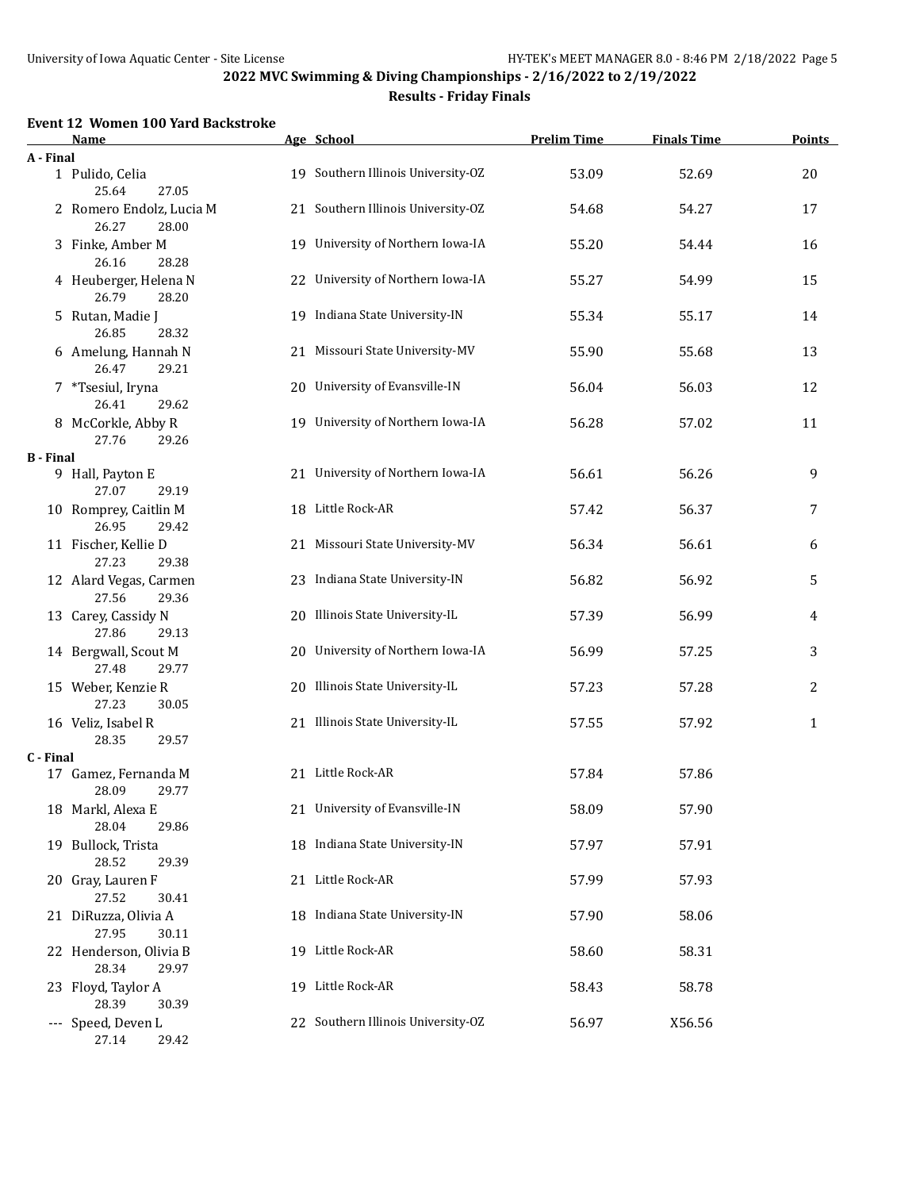## 2022 MVC Swimming & Diving Championships - 2/16/2022 to 2/19/2022

### Results - Friday Finals

#### Event 12 Women 100 Yard Backstroke

| | Name | Age | School | Prelim Time | Finals Time | Points |
|---|---|---|---|---|---|---|
| **A - Final** | | | | | | |
| 1 | Pulido, Celia | 19 | Southern Illinois University-OZ | 53.09 | 52.69 | 20 |
| | 25.64 27.05 | | | | | |
| 2 | Romero Endolz, Lucia M | 21 | Southern Illinois University-OZ | 54.68 | 54.27 | 17 |
| | 26.27 28.00 | | | | | |
| 3 | Finke, Amber M | 19 | University of Northern Iowa-IA | 55.20 | 54.44 | 16 |
| | 26.16 28.28 | | | | | |
| 4 | Heuberger, Helena N | 22 | University of Northern Iowa-IA | 55.27 | 54.99 | 15 |
| | 26.79 28.20 | | | | | |
| 5 | Rutan, Madie J | 19 | Indiana State University-IN | 55.34 | 55.17 | 14 |
| | 26.85 28.32 | | | | | |
| 6 | Amelung, Hannah N | 21 | Missouri State University-MV | 55.90 | 55.68 | 13 |
| | 26.47 29.21 | | | | | |
| 7 | *Tsesiul, Iryna | 20 | University of Evansville-IN | 56.04 | 56.03 | 12 |
| | 26.41 29.62 | | | | | |
| 8 | McCorkle, Abby R | 19 | University of Northern Iowa-IA | 56.28 | 57.02 | 11 |
| | 27.76 29.26 | | | | | |
| **B - Final** | | | | | | |
| 9 | Hall, Payton E | 21 | University of Northern Iowa-IA | 56.61 | 56.26 | 9 |
| | 27.07 29.19 | | | | | |
| 10 | Romprey, Caitlin M | 18 | Little Rock-AR | 57.42 | 56.37 | 7 |
| | 26.95 29.42 | | | | | |
| 11 | Fischer, Kellie D | 21 | Missouri State University-MV | 56.34 | 56.61 | 6 |
| | 27.23 29.38 | | | | | |
| 12 | Alard Vegas, Carmen | 23 | Indiana State University-IN | 56.82 | 56.92 | 5 |
| | 27.56 29.36 | | | | | |
| 13 | Carey, Cassidy N | 20 | Illinois State University-IL | 57.39 | 56.99 | 4 |
| | 27.86 29.13 | | | | | |
| 14 | Bergwall, Scout M | 20 | University of Northern Iowa-IA | 56.99 | 57.25 | 3 |
| | 27.48 29.77 | | | | | |
| 15 | Weber, Kenzie R | 20 | Illinois State University-IL | 57.23 | 57.28 | 2 |
| | 27.23 30.05 | | | | | |
| 16 | Veliz, Isabel R | 21 | Illinois State University-IL | 57.55 | 57.92 | 1 |
| | 28.35 29.57 | | | | | |
| **C - Final** | | | | | | |
| 17 | Gamez, Fernanda M | 21 | Little Rock-AR | 57.84 | 57.86 | |
| | 28.09 29.77 | | | | | |
| 18 | Markl, Alexa E | 21 | University of Evansville-IN | 58.09 | 57.90 | |
| | 28.04 29.86 | | | | | |
| 19 | Bullock, Trista | 18 | Indiana State University-IN | 57.97 | 57.91 | |
| | 28.52 29.39 | | | | | |
| 20 | Gray, Lauren F | 21 | Little Rock-AR | 57.99 | 57.93 | |
| | 27.52 30.41 | | | | | |
| 21 | DiRuzza, Olivia A | 18 | Indiana State University-IN | 57.90 | 58.06 | |
| | 27.95 30.11 | | | | | |
| 22 | Henderson, Olivia B | 19 | Little Rock-AR | 58.60 | 58.31 | |
| | 28.34 29.97 | | | | | |
| 23 | Floyd, Taylor A | 19 | Little Rock-AR | 58.43 | 58.78 | |
| | 28.39 30.39 | | | | | |
| --- | Speed, Deven L | 22 | Southern Illinois University-OZ | 56.97 | X56.56 | |
| | 27.14 29.42 | | | | | |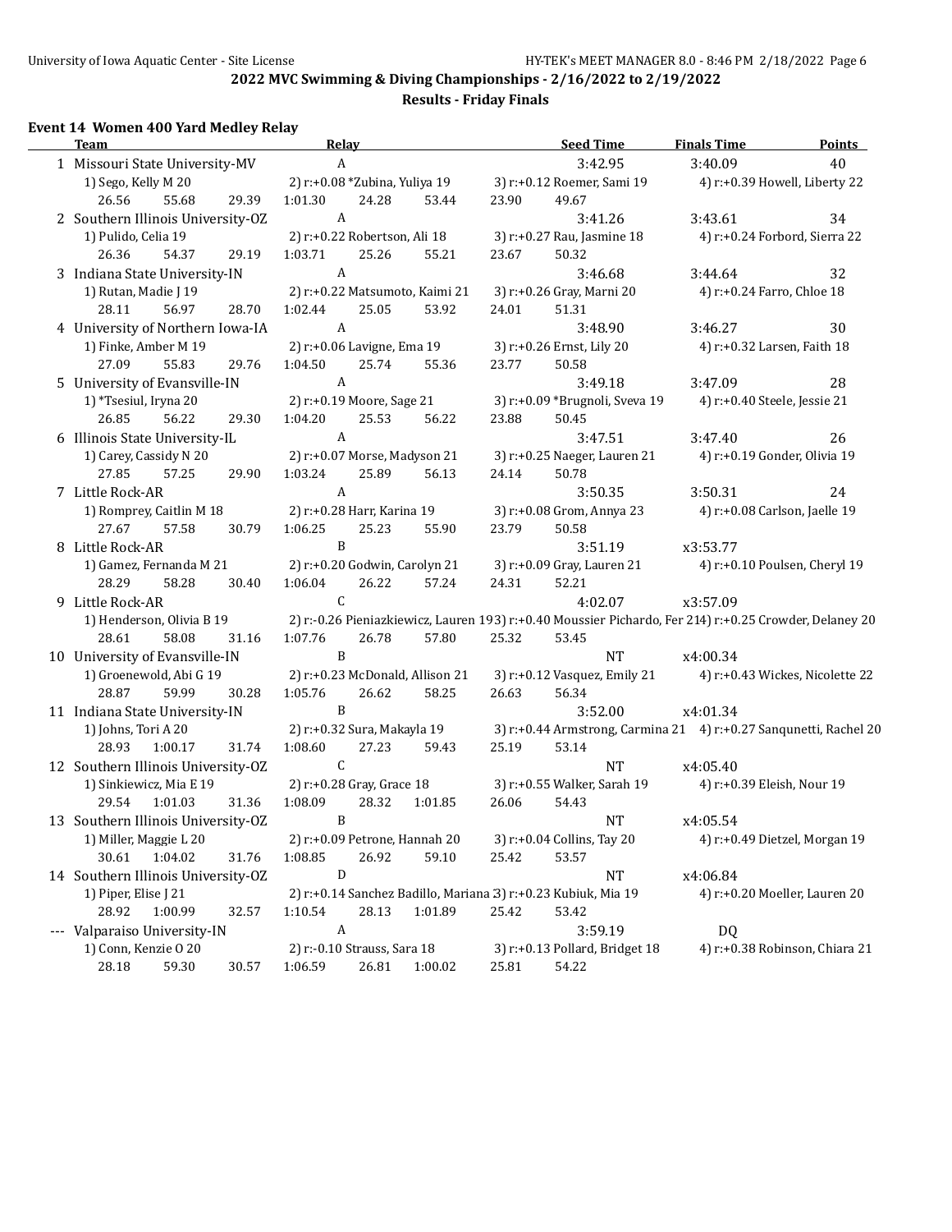## 2022 MVC Swimming & Diving Championships - 2/16/2022 to 2/19/2022

### Results - Friday Finals

#### Event 14 Women 400 Yard Medley Relay

| | Team | Relay | Seed Time | Finals Time | Points |
|---|---|---|---|---|---|
| 1 | Missouri State University-MV | A | 3:42.95 | 3:40.09 | 40 |
| | 1) Sego, Kelly M 20 | 2) r:+0.08 *Zubina, Yuliya 19 | 3) r:+0.12 Roemer, Sami 19 | 4) r:+0.39 Howell, Liberty 22 | |
| | 26.56 55.68 29.39 | 1:01.30 24.28 53.44 | 23.90 49.67 | | |
| 2 | Southern Illinois University-OZ | A | 3:41.26 | 3:43.61 | 34 |
| | 1) Pulido, Celia 19 | 2) r:+0.22 Robertson, Ali 18 | 3) r:+0.27 Rau, Jasmine 18 | 4) r:+0.24 Forbord, Sierra 22 | |
| | 26.36 54.37 29.19 | 1:03.71 25.26 55.21 | 23.67 50.32 | | |
| 3 | Indiana State University-IN | A | 3:46.68 | 3:44.64 | 32 |
| | 1) Rutan, Madie J 19 | 2) r:+0.22 Matsumoto, Kaimi 21 | 3) r:+0.26 Gray, Marni 20 | 4) r:+0.24 Farro, Chloe 18 | |
| | 28.11 56.97 28.70 | 1:02.44 25.05 53.92 | 24.01 51.31 | | |
| 4 | University of Northern Iowa-IA | A | 3:48.90 | 3:46.27 | 30 |
| | 1) Finke, Amber M 19 | 2) r:+0.06 Lavigne, Ema 19 | 3) r:+0.26 Ernst, Lily 20 | 4) r:+0.32 Larsen, Faith 18 | |
| | 27.09 55.83 29.76 | 1:04.50 25.74 55.36 | 23.77 50.58 | | |
| 5 | University of Evansville-IN | A | 3:49.18 | 3:47.09 | 28 |
| | 1) *Tsesiul, Iryna 20 | 2) r:+0.19 Moore, Sage 21 | 3) r:+0.09 *Brugnoli, Sveva 19 | 4) r:+0.40 Steele, Jessie 21 | |
| | 26.85 56.22 29.30 | 1:04.20 25.53 56.22 | 23.88 50.45 | | |
| 6 | Illinois State University-IL | A | 3:47.51 | 3:47.40 | 26 |
| | 1) Carey, Cassidy N 20 | 2) r:+0.07 Morse, Madyson 21 | 3) r:+0.25 Naeger, Lauren 21 | 4) r:+0.19 Gonder, Olivia 19 | |
| | 27.85 57.25 29.90 | 1:03.24 25.89 56.13 | 24.14 50.78 | | |
| 7 | Little Rock-AR | A | 3:50.35 | 3:50.31 | 24 |
| | 1) Romprey, Caitlin M 18 | 2) r:+0.28 Harr, Karina 19 | 3) r:+0.08 Grom, Annya 23 | 4) r:+0.08 Carlson, Jaelle 19 | |
| | 27.67 57.58 30.79 | 1:06.25 25.23 55.90 | 23.79 50.58 | | |
| 8 | Little Rock-AR | B | 3:51.19 | x3:53.77 | |
| | 1) Gamez, Fernanda M 21 | 2) r:+0.20 Godwin, Carolyn 21 | 3) r:+0.09 Gray, Lauren 21 | 4) r:+0.10 Poulsen, Cheryl 19 | |
| | 28.29 58.28 30.40 | 1:06.04 26.22 57.24 | 24.31 52.21 | | |
| 9 | Little Rock-AR | C | 4:02.07 | x3:57.09 | |
| | 1) Henderson, Olivia B 19 | 2) r:-0.26 Pieniazkiewicz, Lauren 19 | 3) r:+0.40 Moussier Pichardo, Fer 21 | 4) r:+0.25 Crowder, Delaney 20 | |
| | 28.61 58.08 31.16 | 1:07.76 26.78 57.80 | 25.32 53.45 | | |
| 10 | University of Evansville-IN | B | NT | x4:00.34 | |
| | 1) Groenewold, Abi G 19 | 2) r:+0.23 McDonald, Allison 21 | 3) r:+0.12 Vasquez, Emily 21 | 4) r:+0.43 Wickes, Nicolette 22 | |
| | 28.87 59.99 30.28 | 1:05.76 26.62 58.25 | 26.63 56.34 | | |
| 11 | Indiana State University-IN | B | 3:52.00 | x4:01.34 | |
| | 1) Johns, Tori A 20 | 2) r:+0.32 Sura, Makayla 19 | 3) r:+0.44 Armstrong, Carmina 21 | 4) r:+0.27 Sanqunetti, Rachel 20 | |
| | 28.93 1:00.17 31.74 | 1:08.60 27.23 59.43 | 25.19 53.14 | | |
| 12 | Southern Illinois University-OZ | C | NT | x4:05.40 | |
| | 1) Sinkiewicz, Mia E 19 | 2) r:+0.28 Gray, Grace 18 | 3) r:+0.55 Walker, Sarah 19 | 4) r:+0.39 Eleish, Nour 19 | |
| | 29.54 1:01.03 31.36 | 1:08.09 28.32 1:01.85 | 26.06 54.43 | | |
| 13 | Southern Illinois University-OZ | B | NT | x4:05.54 | |
| | 1) Miller, Maggie L 20 | 2) r:+0.09 Petrone, Hannah 20 | 3) r:+0.04 Collins, Tay 20 | 4) r:+0.49 Dietzel, Morgan 19 | |
| | 30.61 1:04.02 31.76 | 1:08.85 26.92 59.10 | 25.42 53.57 | | |
| 14 | Southern Illinois University-OZ | D | NT | x4:06.84 | |
| | 1) Piper, Elise J 21 | 2) r:+0.14 Sanchez Badillo, Mariana | 3) r:+0.23 Kubiuk, Mia 19 | 4) r:+0.20 Moeller, Lauren 20 | |
| | 28.92 1:00.99 32.57 | 1:10.54 28.13 1:01.89 | 25.42 53.42 | | |
| --- | Valparaiso University-IN | A | 3:59.19 | DQ | |
| | 1) Conn, Kenzie O 20 | 2) r:-0.10 Strauss, Sara 18 | 3) r:+0.13 Pollard, Bridget 18 | 4) r:+0.38 Robinson, Chiara 21 | |
| | 28.18 59.30 30.57 | 1:06.59 26.81 1:00.02 | 25.81 54.22 | | |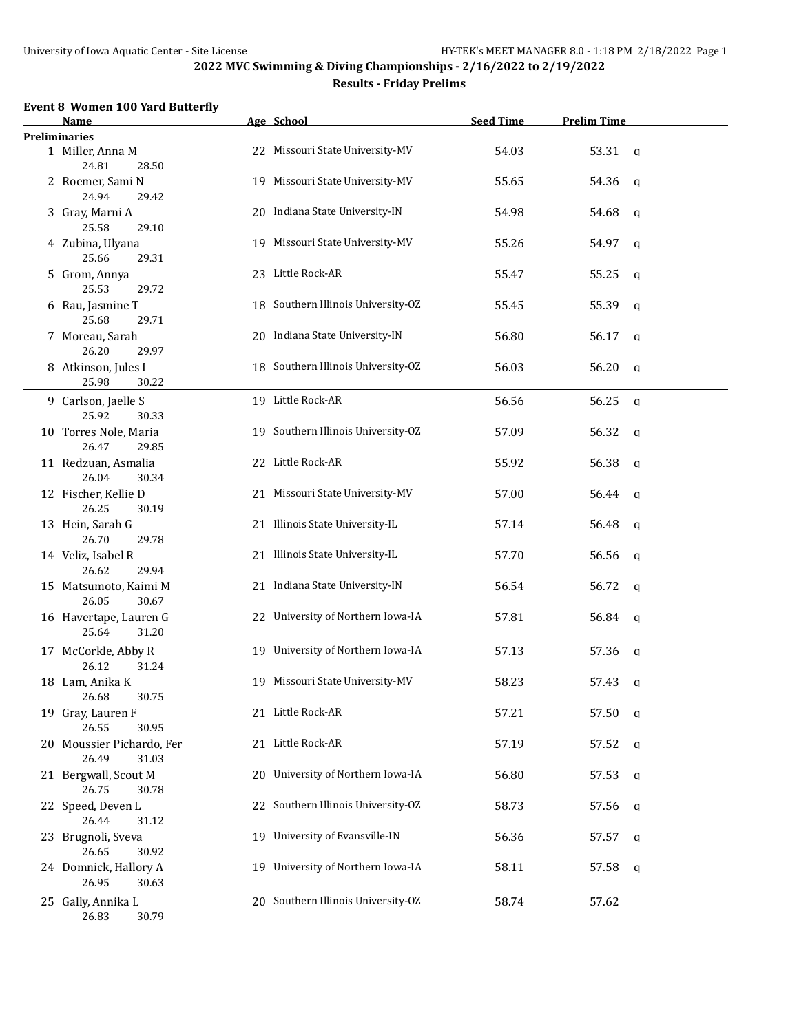# 2022 MVC Swimming & Diving Championships - 2/16/2022 to 2/19/2022

## Results - Friday Prelims

### Event 8 Women 100 Yard Butterfly

| | Name | Age | School | Seed Time | Prelim Time | |
|---|---|---|---|---|---|---|
| **Preliminaries** | | | | | | |
| 1 | Miller, Anna M | 22 | Missouri State University-MV | 54.03 | 53.31 | q |
| | 24.81 28.50 | | | | | |
| 2 | Roemer, Sami N | 19 | Missouri State University-MV | 55.65 | 54.36 | q |
| | 24.94 29.42 | | | | | |
| 3 | Gray, Marni A | 20 | Indiana State University-IN | 54.98 | 54.68 | q |
| | 25.58 29.10 | | | | | |
| 4 | Zubina, Ulyana | 19 | Missouri State University-MV | 55.26 | 54.97 | q |
| | 25.66 29.31 | | | | | |
| 5 | Grom, Annya | 23 | Little Rock-AR | 55.47 | 55.25 | q |
| | 25.53 29.72 | | | | | |
| 6 | Rau, Jasmine T | 18 | Southern Illinois University-OZ | 55.45 | 55.39 | q |
| | 25.68 29.71 | | | | | |
| 7 | Moreau, Sarah | 20 | Indiana State University-IN | 56.80 | 56.17 | q |
| | 26.20 29.97 | | | | | |
| 8 | Atkinson, Jules I | 18 | Southern Illinois University-OZ | 56.03 | 56.20 | q |
| | 25.98 30.22 | | | | | |
| 9 | Carlson, Jaelle S | 19 | Little Rock-AR | 56.56 | 56.25 | q |
| | 25.92 30.33 | | | | | |
| 10 | Torres Nole, Maria | 19 | Southern Illinois University-OZ | 57.09 | 56.32 | q |
| | 26.47 29.85 | | | | | |
| 11 | Redzuan, Asmalia | 22 | Little Rock-AR | 55.92 | 56.38 | q |
| | 26.04 30.34 | | | | | |
| 12 | Fischer, Kellie D | 21 | Missouri State University-MV | 57.00 | 56.44 | q |
| | 26.25 30.19 | | | | | |
| 13 | Hein, Sarah G | 21 | Illinois State University-IL | 57.14 | 56.48 | q |
| | 26.70 29.78 | | | | | |
| 14 | Veliz, Isabel R | 21 | Illinois State University-IL | 57.70 | 56.56 | q |
| | 26.62 29.94 | | | | | |
| 15 | Matsumoto, Kaimi M | 21 | Indiana State University-IN | 56.54 | 56.72 | q |
| | 26.05 30.67 | | | | | |
| 16 | Havertape, Lauren G | 22 | University of Northern Iowa-IA | 57.81 | 56.84 | q |
| | 25.64 31.20 | | | | | |
| 17 | McCorkle, Abby R | 19 | University of Northern Iowa-IA | 57.13 | 57.36 | q |
| | 26.12 31.24 | | | | | |
| 18 | Lam, Anika K | 19 | Missouri State University-MV | 58.23 | 57.43 | q |
| | 26.68 30.75 | | | | | |
| 19 | Gray, Lauren F | 21 | Little Rock-AR | 57.21 | 57.50 | q |
| | 26.55 30.95 | | | | | |
| 20 | Moussier Pichardo, Fer | 21 | Little Rock-AR | 57.19 | 57.52 | q |
| | 26.49 31.03 | | | | | |
| 21 | Bergwall, Scout M | 20 | University of Northern Iowa-IA | 56.80 | 57.53 | q |
| | 26.75 30.78 | | | | | |
| 22 | Speed, Deven L | 22 | Southern Illinois University-OZ | 58.73 | 57.56 | q |
| | 26.44 31.12 | | | | | |
| 23 | Brugnoli, Sveva | 19 | University of Evansville-IN | 56.36 | 57.57 | q |
| | 26.65 30.92 | | | | | |
| 24 | Domnick, Hallory A | 19 | University of Northern Iowa-IA | 58.11 | 57.58 | q |
| | 26.95 30.63 | | | | | |
| 25 | Gally, Annika L | 20 | Southern Illinois University-OZ | 58.74 | 57.62 | |
| | 26.83 30.79 | | | | | |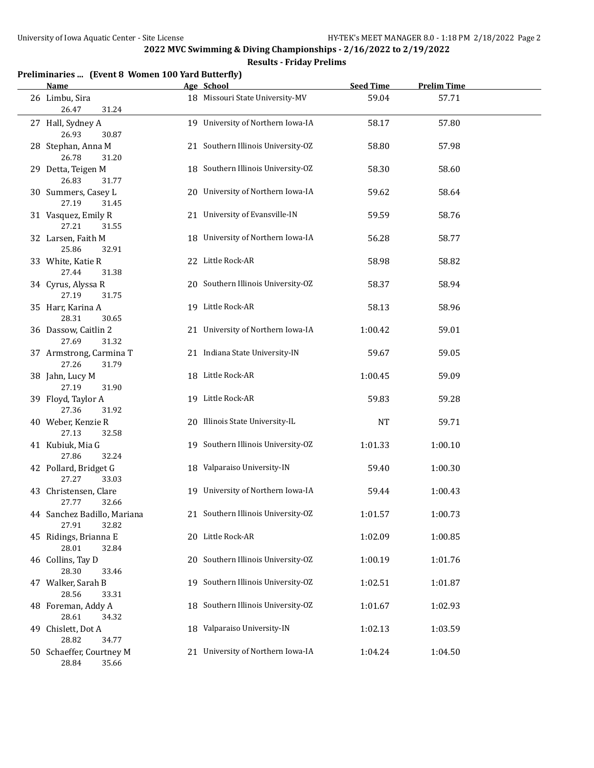## 2022 MVC Swimming & Diving Championships - 2/16/2022 to 2/19/2022

### Results - Friday Prelims

**Preliminaries ... (Event 8 Women 100 Yard Butterfly)**

| Name | Age | School | Seed Time | Prelim Time |
|---|---|---|---|---|
| 26 Limbu, Sira | 18 | Missouri State University-MV | 59.04 | 57.71 |
| 26.47 31.24 | | | | |
| 27 Hall, Sydney A | 19 | University of Northern Iowa-IA | 58.17 | 57.80 |
| 26.93 30.87 | | | | |
| 28 Stephan, Anna M | 21 | Southern Illinois University-OZ | 58.80 | 57.98 |
| 26.78 31.20 | | | | |
| 29 Detta, Teigen M | 18 | Southern Illinois University-OZ | 58.30 | 58.60 |
| 26.83 31.77 | | | | |
| 30 Summers, Casey L | 20 | University of Northern Iowa-IA | 59.62 | 58.64 |
| 27.19 31.45 | | | | |
| 31 Vasquez, Emily R | 21 | University of Evansville-IN | 59.59 | 58.76 |
| 27.21 31.55 | | | | |
| 32 Larsen, Faith M | 18 | University of Northern Iowa-IA | 56.28 | 58.77 |
| 25.86 32.91 | | | | |
| 33 White, Katie R | 22 | Little Rock-AR | 58.98 | 58.82 |
| 27.44 31.38 | | | | |
| 34 Cyrus, Alyssa R | 20 | Southern Illinois University-OZ | 58.37 | 58.94 |
| 27.19 31.75 | | | | |
| 35 Harr, Karina A | 19 | Little Rock-AR | 58.13 | 58.96 |
| 28.31 30.65 | | | | |
| 36 Dassow, Caitlin 2 | 21 | University of Northern Iowa-IA | 1:00.42 | 59.01 |
| 27.69 31.32 | | | | |
| 37 Armstrong, Carmina T | 21 | Indiana State University-IN | 59.67 | 59.05 |
| 27.26 31.79 | | | | |
| 38 Jahn, Lucy M | 18 | Little Rock-AR | 1:00.45 | 59.09 |
| 27.19 31.90 | | | | |
| 39 Floyd, Taylor A | 19 | Little Rock-AR | 59.83 | 59.28 |
| 27.36 31.92 | | | | |
| 40 Weber, Kenzie R | 20 | Illinois State University-IL | NT | 59.71 |
| 27.13 32.58 | | | | |
| 41 Kubiuk, Mia G | 19 | Southern Illinois University-OZ | 1:01.33 | 1:00.10 |
| 27.86 32.24 | | | | |
| 42 Pollard, Bridget G | 18 | Valparaiso University-IN | 59.40 | 1:00.30 |
| 27.27 33.03 | | | | |
| 43 Christensen, Clare | 19 | University of Northern Iowa-IA | 59.44 | 1:00.43 |
| 27.77 32.66 | | | | |
| 44 Sanchez Badillo, Mariana | 21 | Southern Illinois University-OZ | 1:01.57 | 1:00.73 |
| 27.91 32.82 | | | | |
| 45 Ridings, Brianna E | 20 | Little Rock-AR | 1:02.09 | 1:00.85 |
| 28.01 32.84 | | | | |
| 46 Collins, Tay D | 20 | Southern Illinois University-OZ | 1:00.19 | 1:01.76 |
| 28.30 33.46 | | | | |
| 47 Walker, Sarah B | 19 | Southern Illinois University-OZ | 1:02.51 | 1:01.87 |
| 28.56 33.31 | | | | |
| 48 Foreman, Addy A | 18 | Southern Illinois University-OZ | 1:01.67 | 1:02.93 |
| 28.61 34.32 | | | | |
| 49 Chislett, Dot A | 18 | Valparaiso University-IN | 1:02.13 | 1:03.59 |
| 28.82 34.77 | | | | |
| 50 Schaeffer, Courtney M | 21 | University of Northern Iowa-IA | 1:04.24 | 1:04.50 |
| 28.84 35.66 | | | | |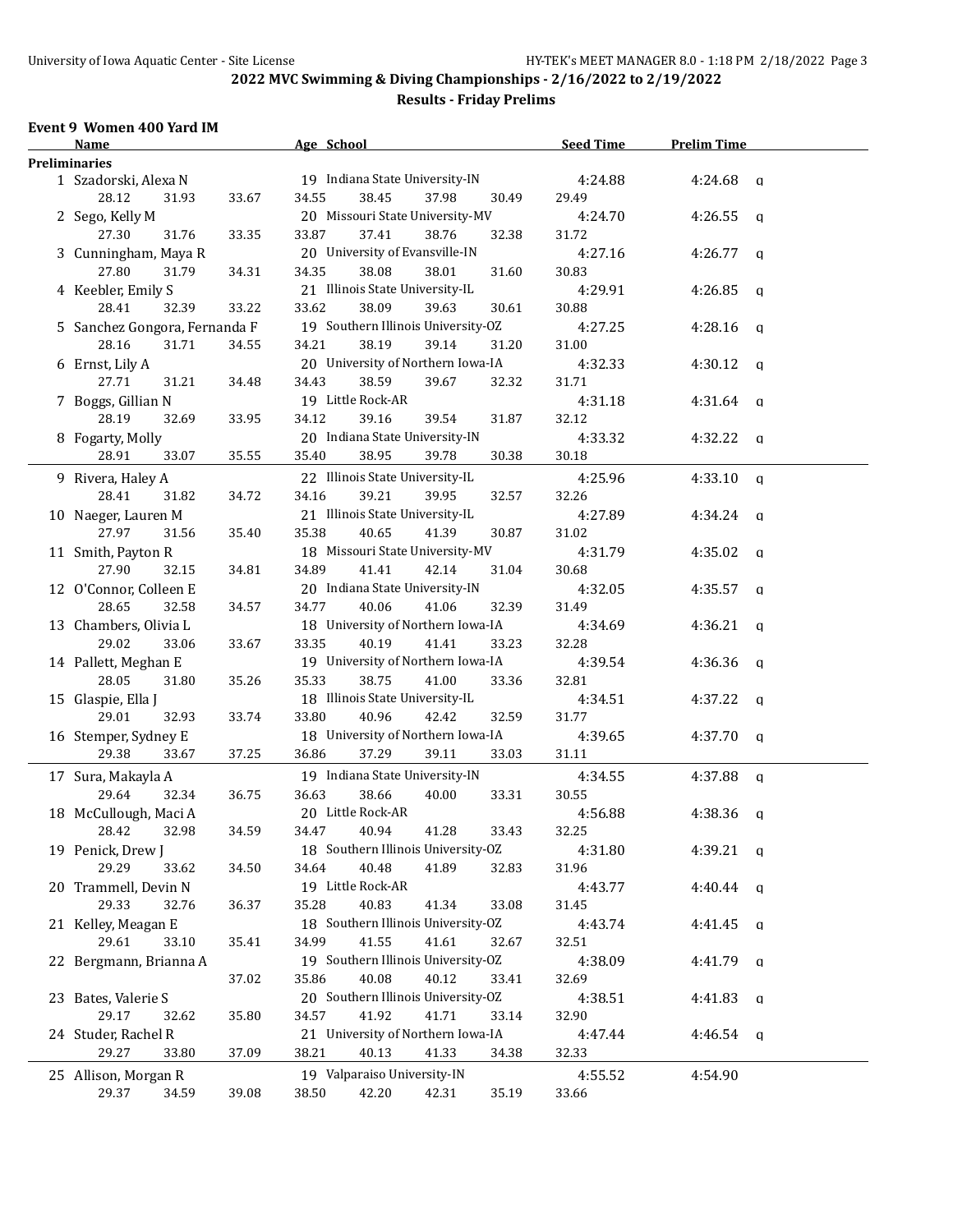## 2022 MVC Swimming & Diving Championships - 2/16/2022 to 2/19/2022

### Results - Friday Prelims

#### Event 9 Women 400 Yard IM

| | Name | Age | School | Seed Time | Prelim Time | |
|---|---|---|---|---|---|---|
| **Preliminaries** | | | | | | |
| 1 | Szadorski, Alexa N | 19 | Indiana State University-IN | 4:24.88 | 4:24.68 | q |
| | 28.12 31.93 33.67 34.55 38.45 37.98 30.49 29.49 | | | | | |
| 2 | Sego, Kelly M | 20 | Missouri State University-MV | 4:24.70 | 4:26.55 | q |
| | 27.30 31.76 33.35 33.87 37.41 38.76 32.38 31.72 | | | | | |
| 3 | Cunningham, Maya R | 20 | University of Evansville-IN | 4:27.16 | 4:26.77 | q |
| | 27.80 31.79 34.31 34.35 38.08 38.01 31.60 30.83 | | | | | |
| 4 | Keebler, Emily S | 21 | Illinois State University-IL | 4:29.91 | 4:26.85 | q |
| | 28.41 32.39 33.22 33.62 38.09 39.63 30.61 30.88 | | | | | |
| 5 | Sanchez Gongora, Fernanda F | 19 | Southern Illinois University-OZ | 4:27.25 | 4:28.16 | q |
| | 28.16 31.71 34.55 34.21 38.19 39.14 31.20 31.00 | | | | | |
| 6 | Ernst, Lily A | 20 | University of Northern Iowa-IA | 4:32.33 | 4:30.12 | q |
| | 27.71 31.21 34.48 34.43 38.59 39.67 32.32 31.71 | | | | | |
| 7 | Boggs, Gillian N | 19 | Little Rock-AR | 4:31.18 | 4:31.64 | q |
| | 28.19 32.69 33.95 34.12 39.16 39.54 31.87 32.12 | | | | | |
| 8 | Fogarty, Molly | 20 | Indiana State University-IN | 4:33.32 | 4:32.22 | q |
| | 28.91 33.07 35.55 35.40 38.95 39.78 30.38 30.18 | | | | | |
| 9 | Rivera, Haley A | 22 | Illinois State University-IL | 4:25.96 | 4:33.10 | q |
| | 28.41 31.82 34.72 34.16 39.21 39.95 32.57 32.26 | | | | | |
| 10 | Naeger, Lauren M | 21 | Illinois State University-IL | 4:27.89 | 4:34.24 | q |
| | 27.97 31.56 35.40 35.38 40.65 41.39 30.87 31.02 | | | | | |
| 11 | Smith, Payton R | 18 | Missouri State University-MV | 4:31.79 | 4:35.02 | q |
| | 27.90 32.15 34.81 34.89 41.41 42.14 31.04 30.68 | | | | | |
| 12 | O'Connor, Colleen E | 20 | Indiana State University-IN | 4:32.05 | 4:35.57 | q |
| | 28.65 32.58 34.57 34.77 40.06 41.06 32.39 31.49 | | | | | |
| 13 | Chambers, Olivia L | 18 | University of Northern Iowa-IA | 4:34.69 | 4:36.21 | q |
| | 29.02 33.06 33.67 33.35 40.19 41.41 33.23 32.28 | | | | | |
| 14 | Pallett, Meghan E | 19 | University of Northern Iowa-IA | 4:39.54 | 4:36.36 | q |
| | 28.05 31.80 35.26 35.33 38.75 41.00 33.36 32.81 | | | | | |
| 15 | Glaspie, Ella J | 18 | Illinois State University-IL | 4:34.51 | 4:37.22 | q |
| | 29.01 32.93 33.74 33.80 40.96 42.42 32.59 31.77 | | | | | |
| 16 | Stemper, Sydney E | 18 | University of Northern Iowa-IA | 4:39.65 | 4:37.70 | q |
| | 29.38 33.67 37.25 36.86 37.29 39.11 33.03 31.11 | | | | | |
| 17 | Sura, Makayla A | 19 | Indiana State University-IN | 4:34.55 | 4:37.88 | q |
| | 29.64 32.34 36.75 36.63 38.66 40.00 33.31 30.55 | | | | | |
| 18 | McCullough, Maci A | 20 | Little Rock-AR | 4:56.88 | 4:38.36 | q |
| | 28.42 32.98 34.59 34.47 40.94 41.28 33.43 32.25 | | | | | |
| 19 | Penick, Drew J | 18 | Southern Illinois University-OZ | 4:31.80 | 4:39.21 | q |
| | 29.29 33.62 34.50 34.64 40.48 41.89 32.83 31.96 | | | | | |
| 20 | Trammell, Devin N | 19 | Little Rock-AR | 4:43.77 | 4:40.44 | q |
| | 29.33 32.76 36.37 35.28 40.83 41.34 33.08 31.45 | | | | | |
| 21 | Kelley, Meagan E | 18 | Southern Illinois University-OZ | 4:43.74 | 4:41.45 | q |
| | 29.61 33.10 35.41 34.99 41.55 41.61 32.67 32.51 | | | | | |
| 22 | Bergmann, Brianna A | 19 | Southern Illinois University-OZ | 4:38.09 | 4:41.79 | q |
| | 37.02 35.86 40.08 40.12 33.41 32.69 | | | | | |
| 23 | Bates, Valerie S | 20 | Southern Illinois University-OZ | 4:38.51 | 4:41.83 | q |
| | 29.17 32.62 35.80 34.57 41.92 41.71 33.14 32.90 | | | | | |
| 24 | Studer, Rachel R | 21 | University of Northern Iowa-IA | 4:47.44 | 4:46.54 | q |
| | 29.27 33.80 37.09 38.21 40.13 41.33 34.38 32.33 | | | | | |
| 25 | Allison, Morgan R | 19 | Valparaiso University-IN | 4:55.52 | 4:54.90 | |
| | 29.37 34.59 39.08 38.50 42.20 42.31 35.19 33.66 | | | | | |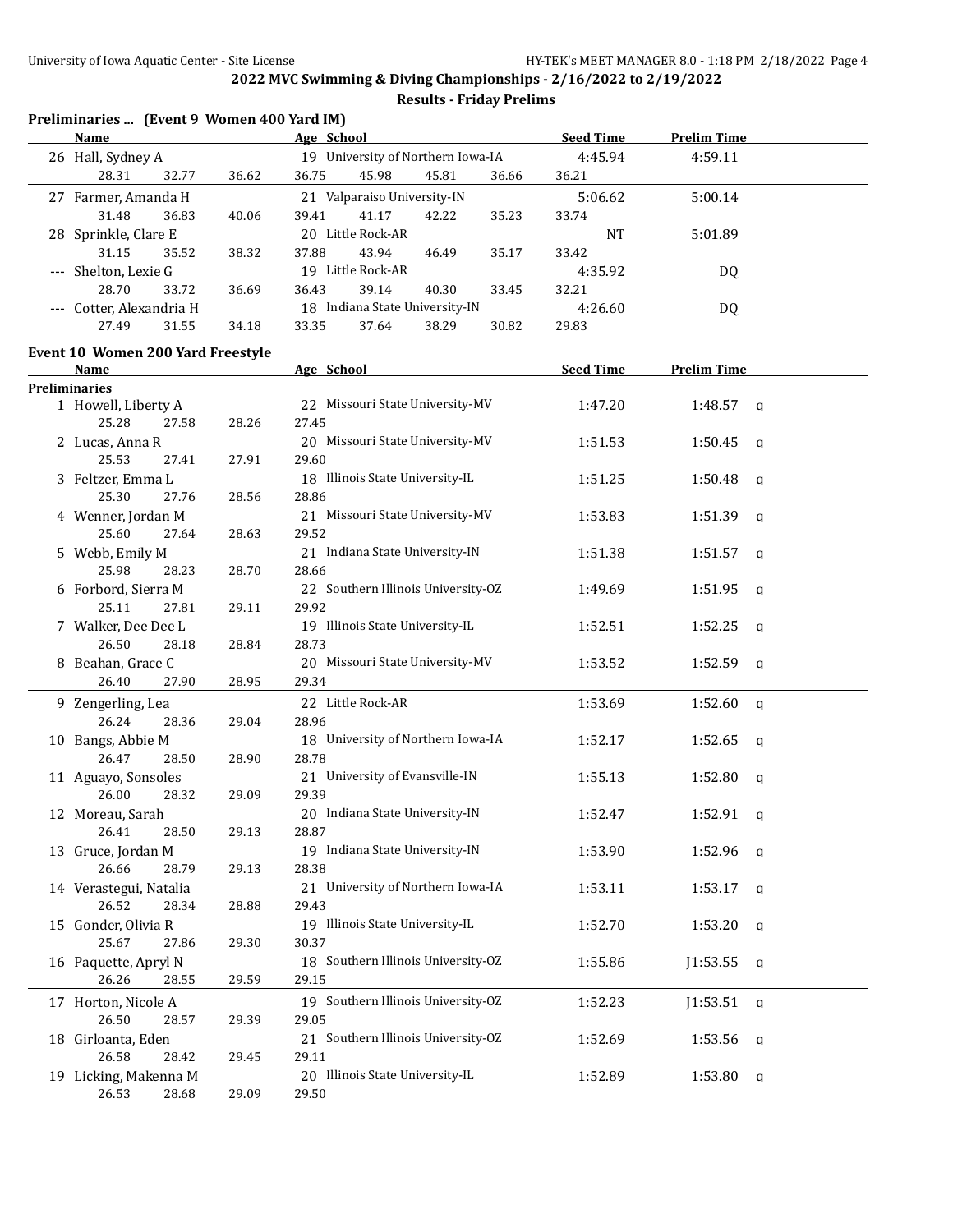2022 MVC Swimming & Diving Championships - 2/16/2022 to 2/19/2022

Results - Friday Prelims

## Preliminaries ... (Event 9 Women 400 Yard IM)

| | Name | Age | School | Seed Time | Prelim Time |
|---|---|---|---|---|---|
| 26 | Hall, Sydney A | 19 | University of Northern Iowa-IA | 4:45.94 | 4:59.11 |
| | 28.31 32.77 36.62 36.75 45.98 45.81 36.66 36.21 | | | | |
| 27 | Farmer, Amanda H | 21 | Valparaiso University-IN | 5:06.62 | 5:00.14 |
| | 31.48 36.83 40.06 39.41 41.17 42.22 35.23 33.74 | | | | |
| 28 | Sprinkle, Clare E | 20 | Little Rock-AR | NT | 5:01.89 |
| | 31.15 35.52 38.32 37.88 43.94 46.49 35.17 33.42 | | | | |
| --- | Shelton, Lexie G | 19 | Little Rock-AR | 4:35.92 | DQ |
| | 28.70 33.72 36.69 36.43 39.14 40.30 33.45 32.21 | | | | |
| --- | Cotter, Alexandria H | 18 | Indiana State University-IN | 4:26.60 | DQ |
| | 27.49 31.55 34.18 33.35 37.64 38.29 30.82 29.83 | | | | |

## Event 10 Women 200 Yard Freestyle

**Preliminaries**

| | Name | Age | School | Seed Time | Prelim Time | |
|---|---|---|---|---|---|---|
| 1 | Howell, Liberty A | 22 | Missouri State University-MV | 1:47.20 | 1:48.57 | q |
| | 25.28 27.58 28.26 27.45 | | | | | |
| 2 | Lucas, Anna R | 20 | Missouri State University-MV | 1:51.53 | 1:50.45 | q |
| | 25.53 27.41 27.91 29.60 | | | | | |
| 3 | Feltzer, Emma L | 18 | Illinois State University-IL | 1:51.25 | 1:50.48 | q |
| | 25.30 27.76 28.56 28.86 | | | | | |
| 4 | Wenner, Jordan M | 21 | Missouri State University-MV | 1:53.83 | 1:51.39 | q |
| | 25.60 27.64 28.63 29.52 | | | | | |
| 5 | Webb, Emily M | 21 | Indiana State University-IN | 1:51.38 | 1:51.57 | q |
| | 25.98 28.23 28.70 28.66 | | | | | |
| 6 | Forbord, Sierra M | 22 | Southern Illinois University-OZ | 1:49.69 | 1:51.95 | q |
| | 25.11 27.81 29.11 29.92 | | | | | |
| 7 | Walker, Dee Dee L | 19 | Illinois State University-IL | 1:52.51 | 1:52.25 | q |
| | 26.50 28.18 28.84 28.73 | | | | | |
| 8 | Beahan, Grace C | 20 | Missouri State University-MV | 1:53.52 | 1:52.59 | q |
| | 26.40 27.90 28.95 29.34 | | | | | |
| 9 | Zengerling, Lea | 22 | Little Rock-AR | 1:53.69 | 1:52.60 | q |
| | 26.24 28.36 29.04 28.96 | | | | | |
| 10 | Bangs, Abbie M | 18 | University of Northern Iowa-IA | 1:52.17 | 1:52.65 | q |
| | 26.47 28.50 28.90 28.78 | | | | | |
| 11 | Aguayo, Sonsoles | 21 | University of Evansville-IN | 1:55.13 | 1:52.80 | q |
| | 26.00 28.32 29.09 29.39 | | | | | |
| 12 | Moreau, Sarah | 20 | Indiana State University-IN | 1:52.47 | 1:52.91 | q |
| | 26.41 28.50 29.13 28.87 | | | | | |
| 13 | Gruce, Jordan M | 19 | Indiana State University-IN | 1:53.90 | 1:52.96 | q |
| | 26.66 28.79 29.13 28.38 | | | | | |
| 14 | Verastegui, Natalia | 21 | University of Northern Iowa-IA | 1:53.11 | 1:53.17 | q |
| | 26.52 28.34 28.88 29.43 | | | | | |
| 15 | Gonder, Olivia R | 19 | Illinois State University-IL | 1:52.70 | 1:53.20 | q |
| | 25.67 27.86 29.30 30.37 | | | | | |
| 16 | Paquette, Apryl N | 18 | Southern Illinois University-OZ | 1:55.86 | J1:53.55 | q |
| | 26.26 28.55 29.59 29.15 | | | | | |
| 17 | Horton, Nicole A | 19 | Southern Illinois University-OZ | 1:52.23 | J1:53.51 | q |
| | 26.50 28.57 29.39 29.05 | | | | | |
| 18 | Girloanta, Eden | 21 | Southern Illinois University-OZ | 1:52.69 | 1:53.56 | q |
| | 26.58 28.42 29.45 29.11 | | | | | |
| 19 | Licking, Makenna M | 20 | Illinois State University-IL | 1:52.89 | 1:53.80 | q |
| | 26.53 28.68 29.09 29.50 | | | | | |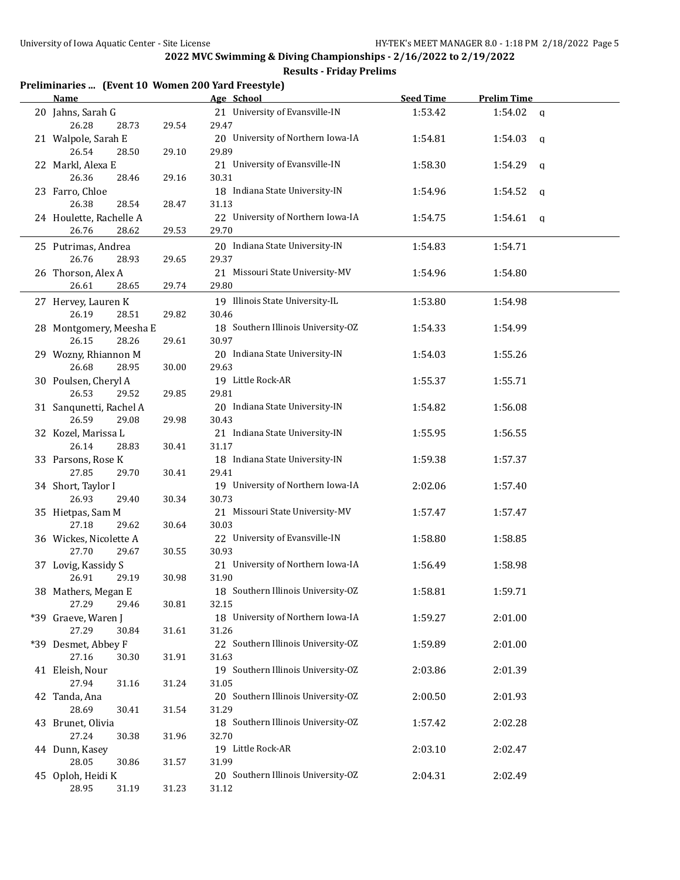## 2022 MVC Swimming & Diving Championships - 2/16/2022 to 2/19/2022

### Results - Friday Prelims

**Preliminaries ... (Event 10 Women 200 Yard Freestyle)**

| | Name | Age | School | Seed Time | Prelim Time | |
|---|---|---|---|---|---|---|
| 20 | Jahns, Sarah G | 21 | University of Evansville-IN | 1:53.42 | 1:54.02 | q |
| | 26.28 28.73 29.54 29.47 | | | | | |
| 21 | Walpole, Sarah E | 20 | University of Northern Iowa-IA | 1:54.81 | 1:54.03 | q |
| | 26.54 28.50 29.10 29.89 | | | | | |
| 22 | Markl, Alexa E | 21 | University of Evansville-IN | 1:58.30 | 1:54.29 | q |
| | 26.36 28.46 29.16 30.31 | | | | | |
| 23 | Farro, Chloe | 18 | Indiana State University-IN | 1:54.96 | 1:54.52 | q |
| | 26.38 28.54 28.47 31.13 | | | | | |
| 24 | Houlette, Rachelle A | 22 | University of Northern Iowa-IA | 1:54.75 | 1:54.61 | q |
| | 26.76 28.62 29.53 29.70 | | | | | |
| 25 | Putrimas, Andrea | 20 | Indiana State University-IN | 1:54.83 | 1:54.71 | |
| | 26.76 28.93 29.65 29.37 | | | | | |
| 26 | Thorson, Alex A | 21 | Missouri State University-MV | 1:54.96 | 1:54.80 | |
| | 26.61 28.65 29.74 29.80 | | | | | |
| 27 | Hervey, Lauren K | 19 | Illinois State University-IL | 1:53.80 | 1:54.98 | |
| | 26.19 28.51 29.82 30.46 | | | | | |
| 28 | Montgomery, Meesha E | 18 | Southern Illinois University-OZ | 1:54.33 | 1:54.99 | |
| | 26.15 28.26 29.61 30.97 | | | | | |
| 29 | Wozny, Rhiannon M | 20 | Indiana State University-IN | 1:54.03 | 1:55.26 | |
| | 26.68 28.95 30.00 29.63 | | | | | |
| 30 | Poulsen, Cheryl A | 19 | Little Rock-AR | 1:55.37 | 1:55.71 | |
| | 26.53 29.52 29.85 29.81 | | | | | |
| 31 | Sanqunetti, Rachel A | 20 | Indiana State University-IN | 1:54.82 | 1:56.08 | |
| | 26.59 29.08 29.98 30.43 | | | | | |
| 32 | Kozel, Marissa L | 21 | Indiana State University-IN | 1:55.95 | 1:56.55 | |
| | 26.14 28.83 30.41 31.17 | | | | | |
| 33 | Parsons, Rose K | 18 | Indiana State University-IN | 1:59.38 | 1:57.37 | |
| | 27.85 29.70 30.41 29.41 | | | | | |
| 34 | Short, Taylor I | 19 | University of Northern Iowa-IA | 2:02.06 | 1:57.40 | |
| | 26.93 29.40 30.34 30.73 | | | | | |
| 35 | Hietpas, Sam M | 21 | Missouri State University-MV | 1:57.47 | 1:57.47 | |
| | 27.18 29.62 30.64 30.03 | | | | | |
| 36 | Wickes, Nicolette A | 22 | University of Evansville-IN | 1:58.80 | 1:58.85 | |
| | 27.70 29.67 30.55 30.93 | | | | | |
| 37 | Lovig, Kassidy S | 21 | University of Northern Iowa-IA | 1:56.49 | 1:58.98 | |
| | 26.91 29.19 30.98 31.90 | | | | | |
| 38 | Mathers, Megan E | 18 | Southern Illinois University-OZ | 1:58.81 | 1:59.71 | |
| | 27.29 29.46 30.81 32.15 | | | | | |
| *39 | Graeve, Waren J | 18 | University of Northern Iowa-IA | 1:59.27 | 2:01.00 | |
| | 27.29 30.84 31.61 31.26 | | | | | |
| *39 | Desmet, Abbey F | 22 | Southern Illinois University-OZ | 1:59.89 | 2:01.00 | |
| | 27.16 30.30 31.91 31.63 | | | | | |
| 41 | Eleish, Nour | 19 | Southern Illinois University-OZ | 2:03.86 | 2:01.39 | |
| | 27.94 31.16 31.24 31.05 | | | | | |
| 42 | Tanda, Ana | 20 | Southern Illinois University-OZ | 2:00.50 | 2:01.93 | |
| | 28.69 30.41 31.54 31.29 | | | | | |
| 43 | Brunet, Olivia | 18 | Southern Illinois University-OZ | 1:57.42 | 2:02.28 | |
| | 27.24 30.38 31.96 32.70 | | | | | |
| 44 | Dunn, Kasey | 19 | Little Rock-AR | 2:03.10 | 2:02.47 | |
| | 28.05 30.86 31.57 31.99 | | | | | |
| 45 | Oploh, Heidi K | 20 | Southern Illinois University-OZ | 2:04.31 | 2:02.49 | |
| | 28.95 31.19 31.23 31.12 | | | | | |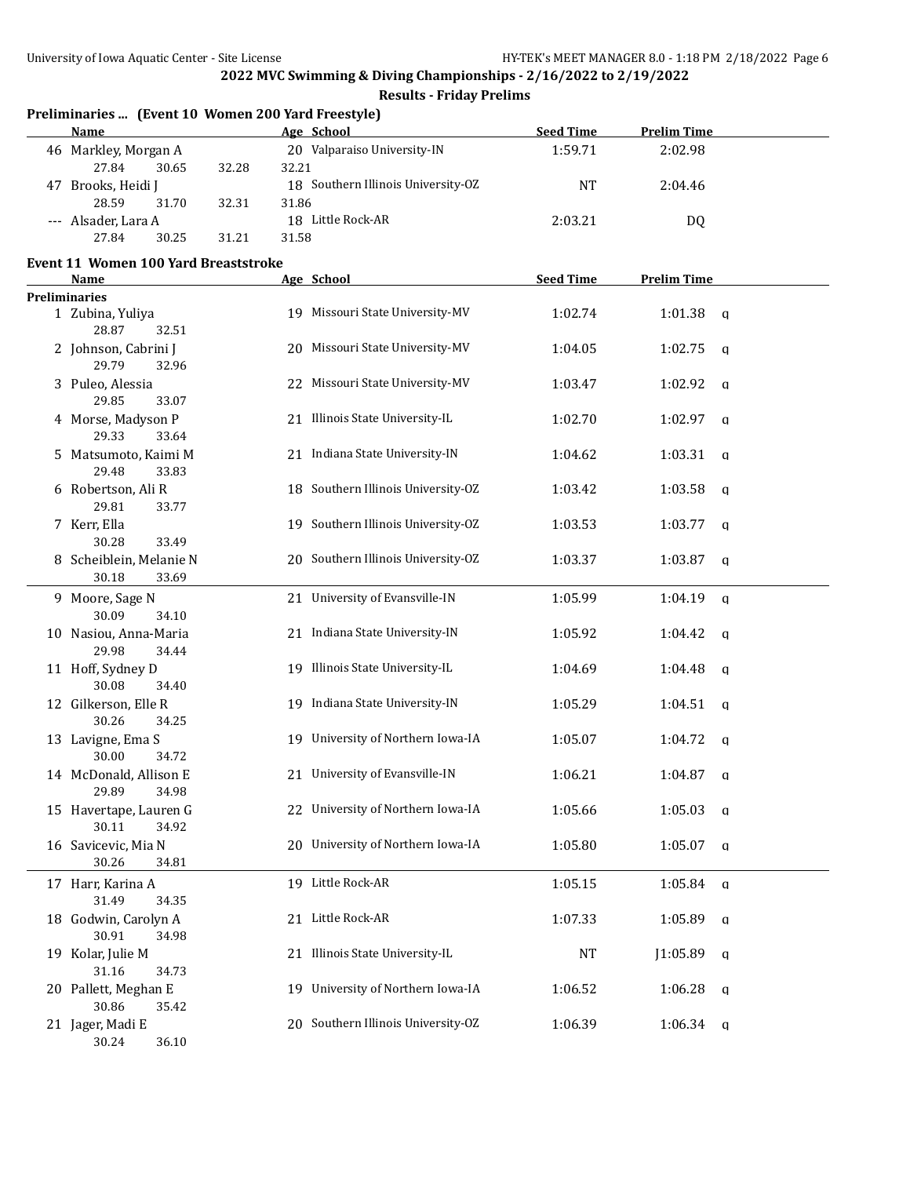## 2022 MVC Swimming & Diving Championships - 2/16/2022 to 2/19/2022

### Results - Friday Prelims

**Preliminaries ... (Event 10 Women 200 Yard Freestyle)**

| | Name | Age | School | Seed Time | Prelim Time | |
|---|---|---|---|---|---|---|
| 46 | Markley, Morgan A | 20 | Valparaiso University-IN | 1:59.71 | 2:02.98 | |
| | 27.84 30.65 32.28 32.21 | | | | | |
| 47 | Brooks, Heidi J | 18 | Southern Illinois University-OZ | NT | 2:04.46 | |
| | 28.59 31.70 32.31 31.86 | | | | | |
| --- | Alsader, Lara A | 18 | Little Rock-AR | 2:03.21 | DQ | |
| | 27.84 30.25 31.21 31.58 | | | | | |

**Event 11 Women 100 Yard Breaststroke**

| | Name | Age | School | Seed Time | Prelim Time | |
|---|---|---|---|---|---|---|
| **Preliminaries** | | | | | | |
| 1 | Zubina, Yuliya | 19 | Missouri State University-MV | 1:02.74 | 1:01.38 | q |
| | 28.87 32.51 | | | | | |
| 2 | Johnson, Cabrini J | 20 | Missouri State University-MV | 1:04.05 | 1:02.75 | q |
| | 29.79 32.96 | | | | | |
| 3 | Puleo, Alessia | 22 | Missouri State University-MV | 1:03.47 | 1:02.92 | q |
| | 29.85 33.07 | | | | | |
| 4 | Morse, Madyson P | 21 | Illinois State University-IL | 1:02.70 | 1:02.97 | q |
| | 29.33 33.64 | | | | | |
| 5 | Matsumoto, Kaimi M | 21 | Indiana State University-IN | 1:04.62 | 1:03.31 | q |
| | 29.48 33.83 | | | | | |
| 6 | Robertson, Ali R | 18 | Southern Illinois University-OZ | 1:03.42 | 1:03.58 | q |
| | 29.81 33.77 | | | | | |
| 7 | Kerr, Ella | 19 | Southern Illinois University-OZ | 1:03.53 | 1:03.77 | q |
| | 30.28 33.49 | | | | | |
| 8 | Scheiblein, Melanie N | 20 | Southern Illinois University-OZ | 1:03.37 | 1:03.87 | q |
| | 30.18 33.69 | | | | | |
| 9 | Moore, Sage N | 21 | University of Evansville-IN | 1:05.99 | 1:04.19 | q |
| | 30.09 34.10 | | | | | |
| 10 | Nasiou, Anna-Maria | 21 | Indiana State University-IN | 1:05.92 | 1:04.42 | q |
| | 29.98 34.44 | | | | | |
| 11 | Hoff, Sydney D | 19 | Illinois State University-IL | 1:04.69 | 1:04.48 | q |
| | 30.08 34.40 | | | | | |
| 12 | Gilkerson, Elle R | 19 | Indiana State University-IN | 1:05.29 | 1:04.51 | q |
| | 30.26 34.25 | | | | | |
| 13 | Lavigne, Ema S | 19 | University of Northern Iowa-IA | 1:05.07 | 1:04.72 | q |
| | 30.00 34.72 | | | | | |
| 14 | McDonald, Allison E | 21 | University of Evansville-IN | 1:06.21 | 1:04.87 | q |
| | 29.89 34.98 | | | | | |
| 15 | Havertape, Lauren G | 22 | University of Northern Iowa-IA | 1:05.66 | 1:05.03 | q |
| | 30.11 34.92 | | | | | |
| 16 | Savicevic, Mia N | 20 | University of Northern Iowa-IA | 1:05.80 | 1:05.07 | q |
| | 30.26 34.81 | | | | | |
| 17 | Harr, Karina A | 19 | Little Rock-AR | 1:05.15 | 1:05.84 | q |
| | 31.49 34.35 | | | | | |
| 18 | Godwin, Carolyn A | 21 | Little Rock-AR | 1:07.33 | 1:05.89 | q |
| | 30.91 34.98 | | | | | |
| 19 | Kolar, Julie M | 21 | Illinois State University-IL | NT | J1:05.89 | q |
| | 31.16 34.73 | | | | | |
| 20 | Pallett, Meghan E | 19 | University of Northern Iowa-IA | 1:06.52 | 1:06.28 | q |
| | 30.86 35.42 | | | | | |
| 21 | Jager, Madi E | 20 | Southern Illinois University-OZ | 1:06.39 | 1:06.34 | q |
| | 30.24 36.10 | | | | | |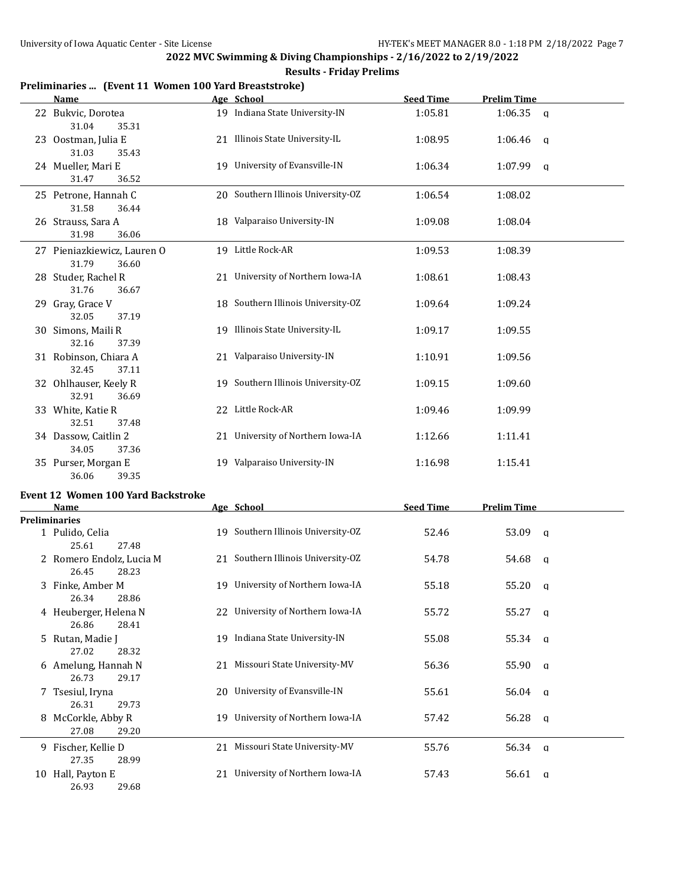## 2022 MVC Swimming & Diving Championships - 2/16/2022 to 2/19/2022

### Results - Friday Prelims

### Preliminaries ... (Event 11 Women 100 Yard Breaststroke)

| Place | Name | Age | School | Seed Time | Prelim Time | |
|---|---|---|---|---|---|---|
| 22 | Bukvic, Dorotea | 19 | Indiana State University-IN | 1:05.81 | 1:06.35 | q |
| | 31.04 35.31 | | | | | |
| 23 | Oostman, Julia E | 21 | Illinois State University-IL | 1:08.95 | 1:06.46 | q |
| | 31.03 35.43 | | | | | |
| 24 | Mueller, Mari E | 19 | University of Evansville-IN | 1:06.34 | 1:07.99 | q |
| | 31.47 36.52 | | | | | |
| 25 | Petrone, Hannah C | 20 | Southern Illinois University-OZ | 1:06.54 | 1:08.02 | |
| | 31.58 36.44 | | | | | |
| 26 | Strauss, Sara A | 18 | Valparaiso University-IN | 1:09.08 | 1:08.04 | |
| | 31.98 36.06 | | | | | |
| 27 | Pieniazkiewicz, Lauren O | 19 | Little Rock-AR | 1:09.53 | 1:08.39 | |
| | 31.79 36.60 | | | | | |
| 28 | Studer, Rachel R | 21 | University of Northern Iowa-IA | 1:08.61 | 1:08.43 | |
| | 31.76 36.67 | | | | | |
| 29 | Gray, Grace V | 18 | Southern Illinois University-OZ | 1:09.64 | 1:09.24 | |
| | 32.05 37.19 | | | | | |
| 30 | Simons, Maili R | 19 | Illinois State University-IL | 1:09.17 | 1:09.55 | |
| | 32.16 37.39 | | | | | |
| 31 | Robinson, Chiara A | 21 | Valparaiso University-IN | 1:10.91 | 1:09.56 | |
| | 32.45 37.11 | | | | | |
| 32 | Ohlhauser, Keely R | 19 | Southern Illinois University-OZ | 1:09.15 | 1:09.60 | |
| | 32.91 36.69 | | | | | |
| 33 | White, Katie R | 22 | Little Rock-AR | 1:09.46 | 1:09.99 | |
| | 32.51 37.48 | | | | | |
| 34 | Dassow, Caitlin 2 | 21 | University of Northern Iowa-IA | 1:12.66 | 1:11.41 | |
| | 34.05 37.36 | | | | | |
| 35 | Purser, Morgan E | 19 | Valparaiso University-IN | 1:16.98 | 1:15.41 | |
| | 36.06 39.35 | | | | | |

### Event 12 Women 100 Yard Backstroke

**Preliminaries**

| Place | Name | Age | School | Seed Time | Prelim Time | |
|---|---|---|---|---|---|---|
| 1 | Pulido, Celia | 19 | Southern Illinois University-OZ | 52.46 | 53.09 | q |
| | 25.61 27.48 | | | | | |
| 2 | Romero Endolz, Lucia M | 21 | Southern Illinois University-OZ | 54.78 | 54.68 | q |
| | 26.45 28.23 | | | | | |
| 3 | Finke, Amber M | 19 | University of Northern Iowa-IA | 55.18 | 55.20 | q |
| | 26.34 28.86 | | | | | |
| 4 | Heuberger, Helena N | 22 | University of Northern Iowa-IA | 55.72 | 55.27 | q |
| | 26.86 28.41 | | | | | |
| 5 | Rutan, Madie J | 19 | Indiana State University-IN | 55.08 | 55.34 | q |
| | 27.02 28.32 | | | | | |
| 6 | Amelung, Hannah N | 21 | Missouri State University-MV | 56.36 | 55.90 | q |
| | 26.73 29.17 | | | | | |
| 7 | Tsesiul, Iryna | 20 | University of Evansville-IN | 55.61 | 56.04 | q |
| | 26.31 29.73 | | | | | |
| 8 | McCorkle, Abby R | 19 | University of Northern Iowa-IA | 57.42 | 56.28 | q |
| | 27.08 29.20 | | | | | |
| 9 | Fischer, Kellie D | 21 | Missouri State University-MV | 55.76 | 56.34 | q |
| | 27.35 28.99 | | | | | |
| 10 | Hall, Payton E | 21 | University of Northern Iowa-IA | 57.43 | 56.61 | q |
| | 26.93 29.68 | | | | | |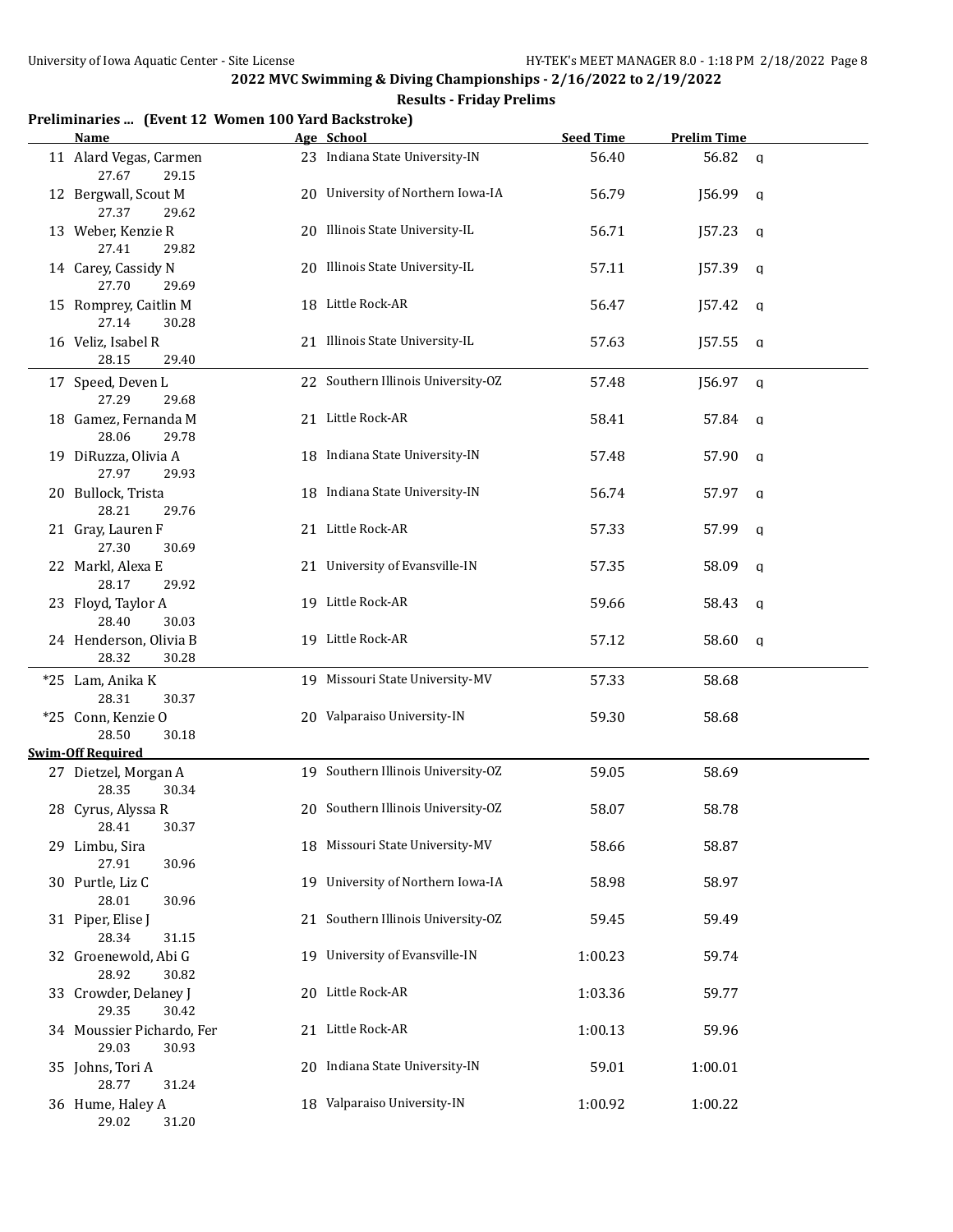## 2022 MVC Swimming & Diving Championships - 2/16/2022 to 2/19/2022

### Results - Friday Prelims

**Preliminaries ... (Event 12 Women 100 Yard Backstroke)**

| | Name | Age | School | Seed Time | Prelim Time | |
|---|---|---|---|---|---|---|
| 11 | Alard Vegas, Carmen | 23 | Indiana State University-IN | 56.40 | 56.82 | q |
| | 27.67 29.15 | | | | | |
| 12 | Bergwall, Scout M | 20 | University of Northern Iowa-IA | 56.79 | J56.99 | q |
| | 27.37 29.62 | | | | | |
| 13 | Weber, Kenzie R | 20 | Illinois State University-IL | 56.71 | J57.23 | q |
| | 27.41 29.82 | | | | | |
| 14 | Carey, Cassidy N | 20 | Illinois State University-IL | 57.11 | J57.39 | q |
| | 27.70 29.69 | | | | | |
| 15 | Romprey, Caitlin M | 18 | Little Rock-AR | 56.47 | J57.42 | q |
| | 27.14 30.28 | | | | | |
| 16 | Veliz, Isabel R | 21 | Illinois State University-IL | 57.63 | J57.55 | q |
| | 28.15 29.40 | | | | | |
| 17 | Speed, Deven L | 22 | Southern Illinois University-OZ | 57.48 | J56.97 | q |
| | 27.29 29.68 | | | | | |
| 18 | Gamez, Fernanda M | 21 | Little Rock-AR | 58.41 | 57.84 | q |
| | 28.06 29.78 | | | | | |
| 19 | DiRuzza, Olivia A | 18 | Indiana State University-IN | 57.48 | 57.90 | q |
| | 27.97 29.93 | | | | | |
| 20 | Bullock, Trista | 18 | Indiana State University-IN | 56.74 | 57.97 | q |
| | 28.21 29.76 | | | | | |
| 21 | Gray, Lauren F | 21 | Little Rock-AR | 57.33 | 57.99 | q |
| | 27.30 30.69 | | | | | |
| 22 | Markl, Alexa E | 21 | University of Evansville-IN | 57.35 | 58.09 | q |
| | 28.17 29.92 | | | | | |
| 23 | Floyd, Taylor A | 19 | Little Rock-AR | 59.66 | 58.43 | q |
| | 28.40 30.03 | | | | | |
| 24 | Henderson, Olivia B | 19 | Little Rock-AR | 57.12 | 58.60 | q |
| | 28.32 30.28 | | | | | |
| *25 | Lam, Anika K | 19 | Missouri State University-MV | 57.33 | 58.68 | |
| | 28.31 30.37 | | | | | |
| *25 | Conn, Kenzie O | 20 | Valparaiso University-IN | 59.30 | 58.68 | |
| | 28.50 30.18 | | | | | |
| **Swim-Off Required** | | | | | | |
| 27 | Dietzel, Morgan A | 19 | Southern Illinois University-OZ | 59.05 | 58.69 | |
| | 28.35 30.34 | | | | | |
| 28 | Cyrus, Alyssa R | 20 | Southern Illinois University-OZ | 58.07 | 58.78 | |
| | 28.41 30.37 | | | | | |
| 29 | Limbu, Sira | 18 | Missouri State University-MV | 58.66 | 58.87 | |
| | 27.91 30.96 | | | | | |
| 30 | Purtle, Liz C | 19 | University of Northern Iowa-IA | 58.98 | 58.97 | |
| | 28.01 30.96 | | | | | |
| 31 | Piper, Elise J | 21 | Southern Illinois University-OZ | 59.45 | 59.49 | |
| | 28.34 31.15 | | | | | |
| 32 | Groenewold, Abi G | 19 | University of Evansville-IN | 1:00.23 | 59.74 | |
| | 28.92 30.82 | | | | | |
| 33 | Crowder, Delaney J | 20 | Little Rock-AR | 1:03.36 | 59.77 | |
| | 29.35 30.42 | | | | | |
| 34 | Moussier Pichardo, Fer | 21 | Little Rock-AR | 1:00.13 | 59.96 | |
| | 29.03 30.93 | | | | | |
| 35 | Johns, Tori A | 20 | Indiana State University-IN | 59.01 | 1:00.01 | |
| | 28.77 31.24 | | | | | |
| 36 | Hume, Haley A | 18 | Valparaiso University-IN | 1:00.92 | 1:00.22 | |
| | 29.02 31.20 | | | | | |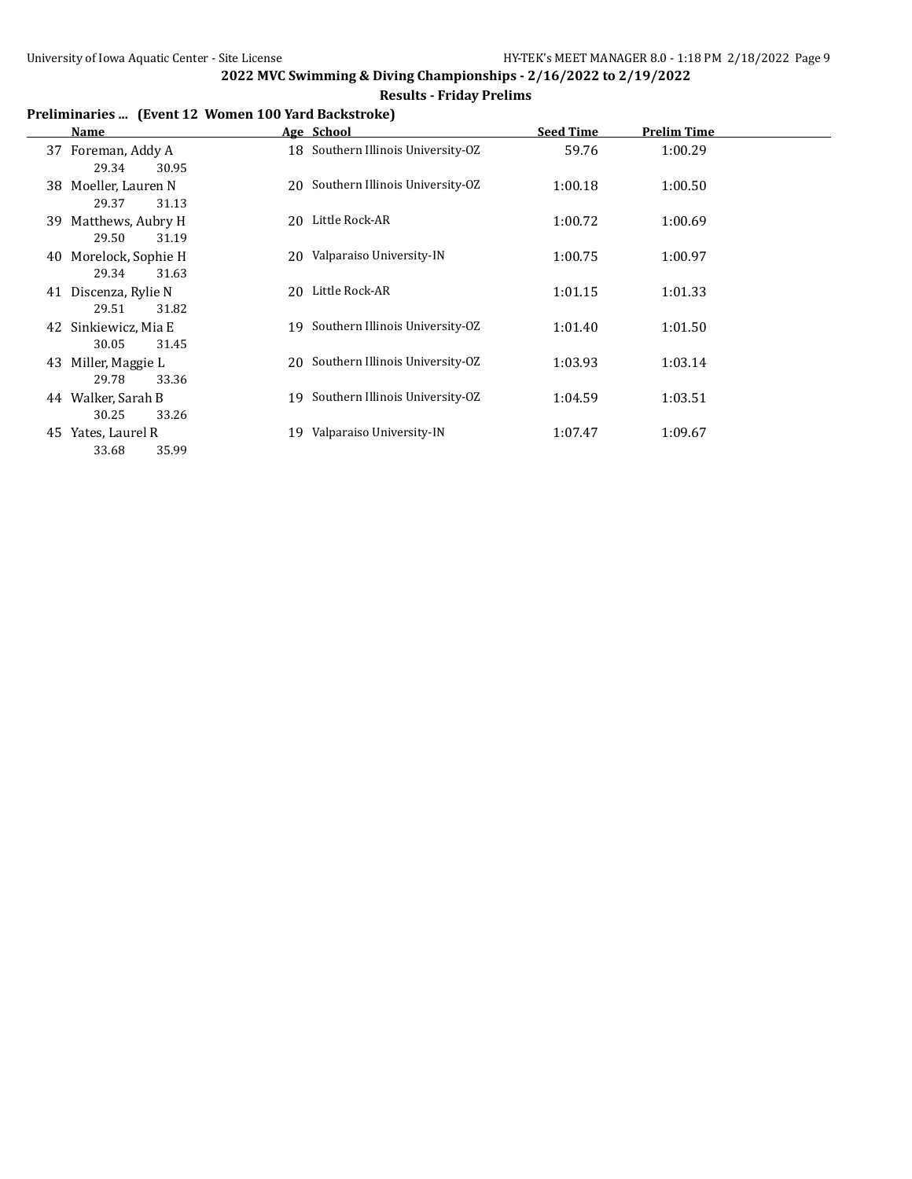## 2022 MVC Swimming & Diving Championships - 2/16/2022 to 2/19/2022

### Results - Friday Prelims

**Preliminaries ... (Event 12 Women 100 Yard Backstroke)**

| | Name | Age | School | Seed Time | Prelim Time |
|---|---|---|---|---|---|
| 37 | Foreman, Addy A | 18 | Southern Illinois University-OZ | 59.76 | 1:00.29 |
| | 29.34 30.95 | | | | |
| 38 | Moeller, Lauren N | 20 | Southern Illinois University-OZ | 1:00.18 | 1:00.50 |
| | 29.37 31.13 | | | | |
| 39 | Matthews, Aubry H | 20 | Little Rock-AR | 1:00.72 | 1:00.69 |
| | 29.50 31.19 | | | | |
| 40 | Morelock, Sophie H | 20 | Valparaiso University-IN | 1:00.75 | 1:00.97 |
| | 29.34 31.63 | | | | |
| 41 | Discenza, Rylie N | 20 | Little Rock-AR | 1:01.15 | 1:01.33 |
| | 29.51 31.82 | | | | |
| 42 | Sinkiewicz, Mia E | 19 | Southern Illinois University-OZ | 1:01.40 | 1:01.50 |
| | 30.05 31.45 | | | | |
| 43 | Miller, Maggie L | 20 | Southern Illinois University-OZ | 1:03.93 | 1:03.14 |
| | 29.78 33.36 | | | | |
| 44 | Walker, Sarah B | 19 | Southern Illinois University-OZ | 1:04.59 | 1:03.51 |
| | 30.25 33.26 | | | | |
| 45 | Yates, Laurel R | 19 | Valparaiso University-IN | 1:07.47 | 1:09.67 |
| | 33.68 35.99 | | | | |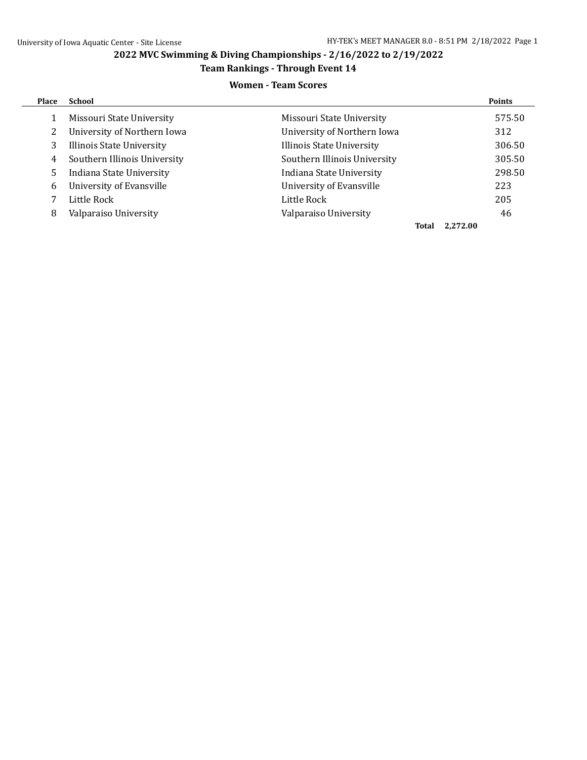## 2022 MVC Swimming & Diving Championships - 2/16/2022 to 2/19/2022

### Team Rankings - Through Event 14

#### Women - Team Scores

| Place | School | | Points |
|---|---|---|---|
| 1 | Missouri State University | Missouri State University | 575.50 |
| 2 | University of Northern Iowa | University of Northern Iowa | 312 |
| 3 | Illinois State University | Illinois State University | 306.50 |
| 4 | Southern Illinois University | Southern Illinois University | 305.50 |
| 5 | Indiana State University | Indiana State University | 298.50 |
| 6 | University of Evansville | University of Evansville | 223 |
| 7 | Little Rock | Little Rock | 205 |
| 8 | Valparaiso University | Valparaiso University | 46 |
| | | **Total** | **2,272.00** |